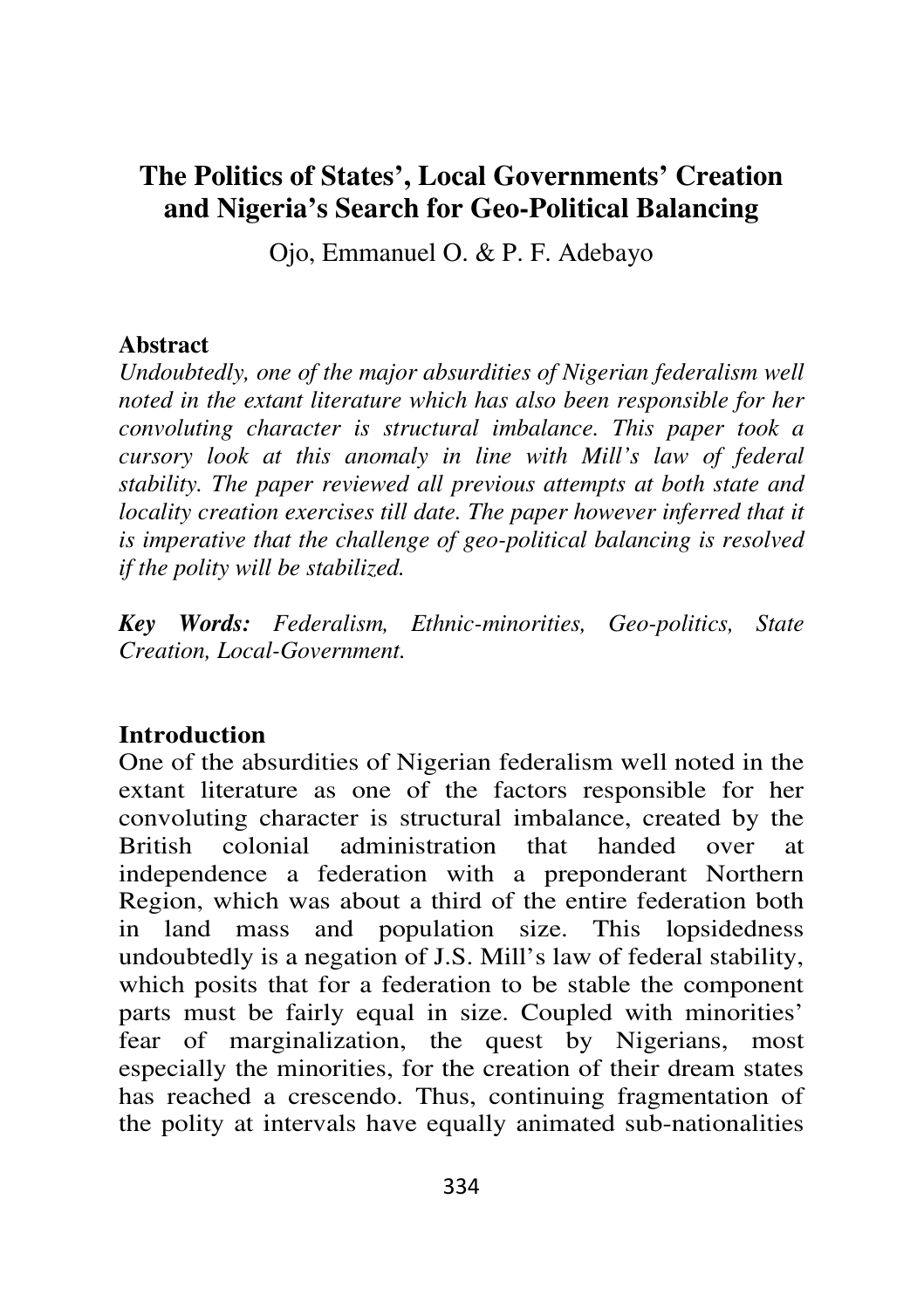# The Politics of States', Local Governments' Creation and Nigeria's Search for Geo-Political Balancing

Ojo, Emmanuel O. & P. F. Adebayo

## Abstract

*Undoubtedly, one of the major absurdities of Nigerian federalism well noted in the extant literature which has also been responsible for her convoluting character is structural imbalance. This paper took a cursory look at this anomaly in line with Mill's law of federal stability. The paper reviewed all previous attempts at both state and locality creation exercises till date. The paper however inferred that it is imperative that the challenge of geo-political balancing is resolved if the polity will be stabilized.*

***Key Words:*** *Federalism, Ethnic-minorities, Geo-politics, State Creation, Local-Government.*

## Introduction

One of the absurdities of Nigerian federalism well noted in the extant literature as one of the factors responsible for her convoluting character is structural imbalance, created by the British colonial administration that handed over at independence a federation with a preponderant Northern Region, which was about a third of the entire federation both in land mass and population size. This lopsidedness undoubtedly is a negation of J.S. Mill's law of federal stability, which posits that for a federation to be stable the component parts must be fairly equal in size. Coupled with minorities' fear of marginalization, the quest by Nigerians, most especially the minorities, for the creation of their dream states has reached a crescendo. Thus, continuing fragmentation of the polity at intervals have equally animated sub-nationalities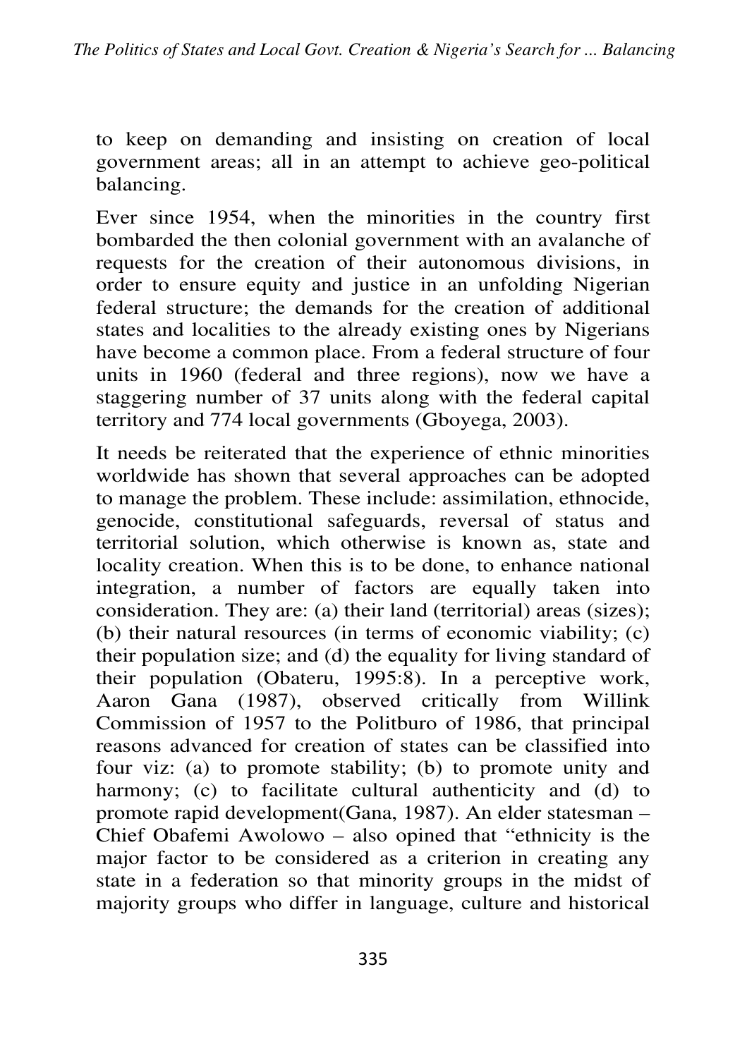to keep on demanding and insisting on creation of local government areas; all in an attempt to achieve geo-political balancing.

Ever since 1954, when the minorities in the country first bombarded the then colonial government with an avalanche of requests for the creation of their autonomous divisions, in order to ensure equity and justice in an unfolding Nigerian federal structure; the demands for the creation of additional states and localities to the already existing ones by Nigerians have become a common place. From a federal structure of four units in 1960 (federal and three regions), now we have a staggering number of 37 units along with the federal capital territory and 774 local governments (Gboyega, 2003).

It needs be reiterated that the experience of ethnic minorities worldwide has shown that several approaches can be adopted to manage the problem. These include: assimilation, ethnocide, genocide, constitutional safeguards, reversal of status and territorial solution, which otherwise is known as, state and locality creation. When this is to be done, to enhance national integration, a number of factors are equally taken into consideration. They are: (a) their land (territorial) areas (sizes); (b) their natural resources (in terms of economic viability; (c) their population size; and (d) the equality for living standard of their population (Obateru, 1995:8). In a perceptive work, Aaron Gana (1987), observed critically from Willink Commission of 1957 to the Politburo of 1986, that principal reasons advanced for creation of states can be classified into four viz: (a) to promote stability; (b) to promote unity and harmony; (c) to facilitate cultural authenticity and (d) to promote rapid development(Gana, 1987). An elder statesman – Chief Obafemi Awolowo – also opined that "ethnicity is the major factor to be considered as a criterion in creating any state in a federation so that minority groups in the midst of majority groups who differ in language, culture and historical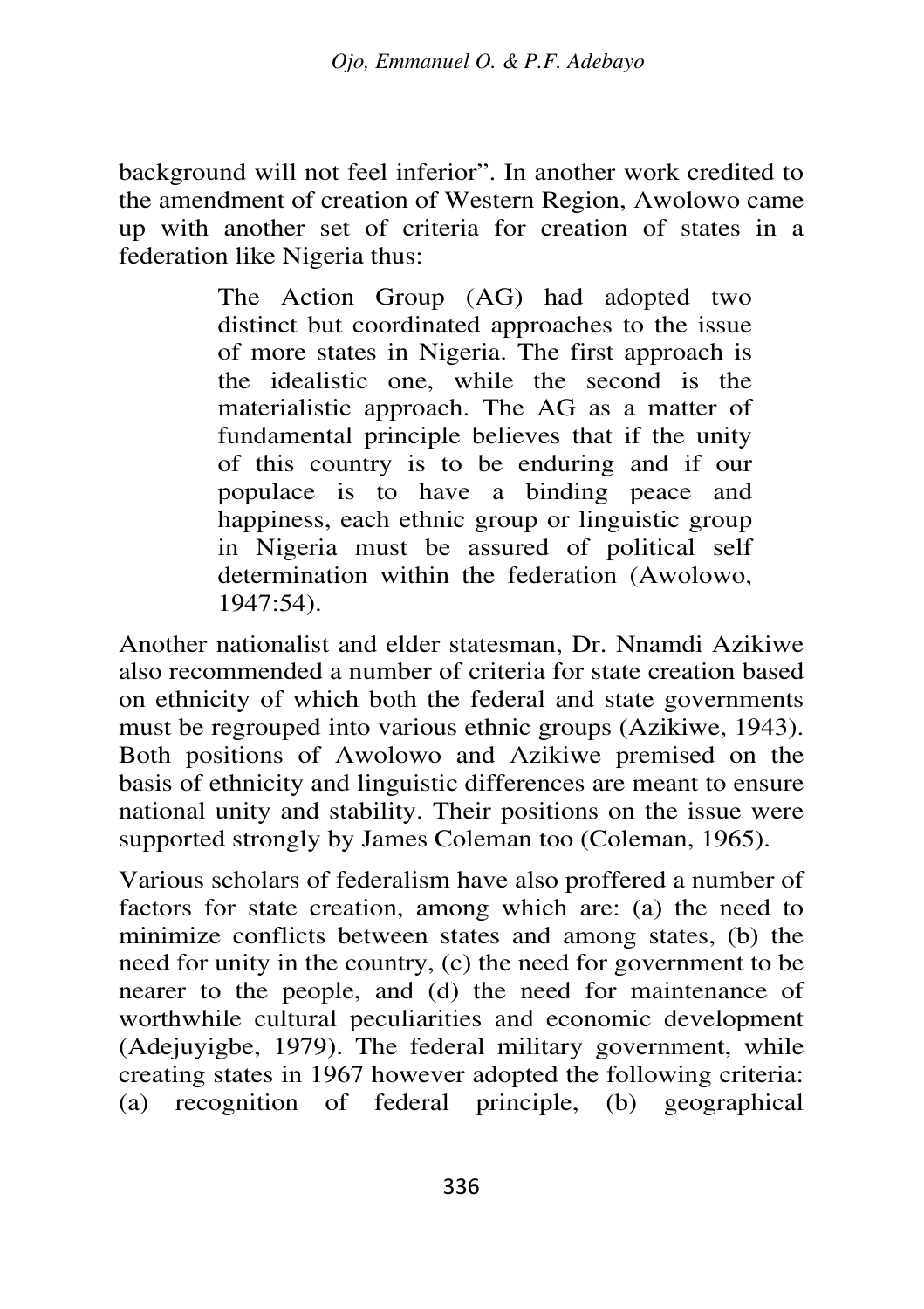background will not feel inferior". In another work credited to the amendment of creation of Western Region, Awolowo came up with another set of criteria for creation of states in a federation like Nigeria thus:

> The Action Group (AG) had adopted two distinct but coordinated approaches to the issue of more states in Nigeria. The first approach is the idealistic one, while the second is the materialistic approach. The AG as a matter of fundamental principle believes that if the unity of this country is to be enduring and if our populace is to have a binding peace and happiness, each ethnic group or linguistic group in Nigeria must be assured of political self determination within the federation (Awolowo, 1947:54).

Another nationalist and elder statesman, Dr. Nnamdi Azikiwe also recommended a number of criteria for state creation based on ethnicity of which both the federal and state governments must be regrouped into various ethnic groups (Azikiwe, 1943). Both positions of Awolowo and Azikiwe premised on the basis of ethnicity and linguistic differences are meant to ensure national unity and stability. Their positions on the issue were supported strongly by James Coleman too (Coleman, 1965).

Various scholars of federalism have also proffered a number of factors for state creation, among which are: (a) the need to minimize conflicts between states and among states, (b) the need for unity in the country, (c) the need for government to be nearer to the people, and (d) the need for maintenance of worthwhile cultural peculiarities and economic development (Adejuyigbe, 1979). The federal military government, while creating states in 1967 however adopted the following criteria: (a) recognition of federal principle, (b) geographical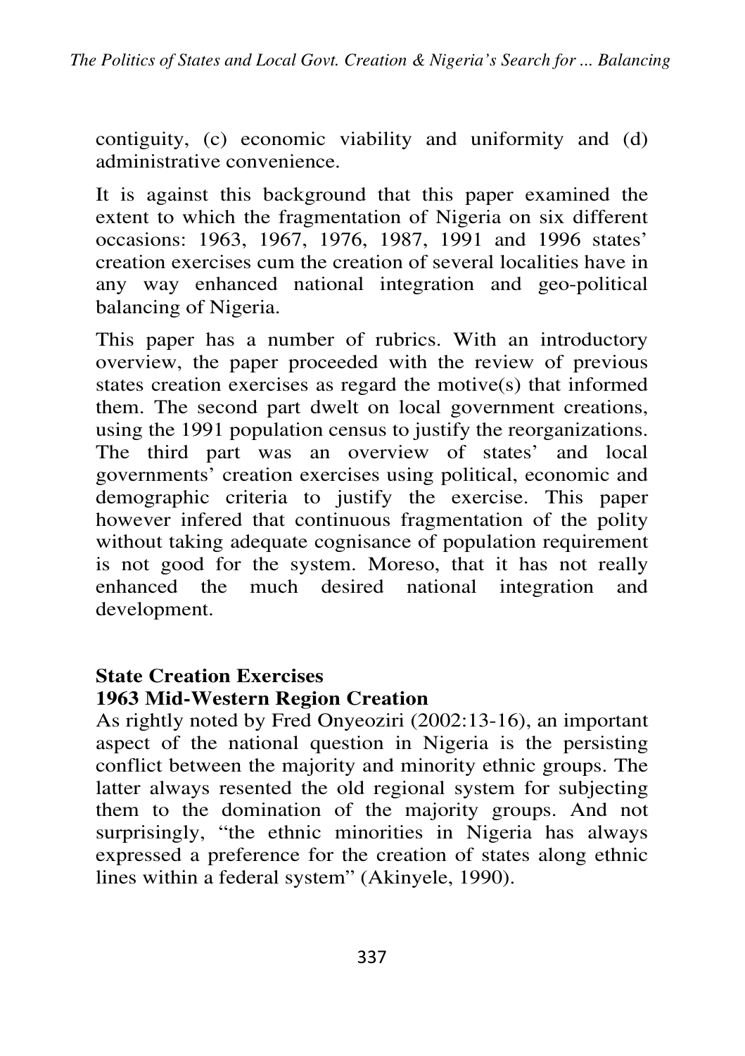contiguity, (c) economic viability and uniformity and (d) administrative convenience.

It is against this background that this paper examined the extent to which the fragmentation of Nigeria on six different occasions: 1963, 1967, 1976, 1987, 1991 and 1996 states' creation exercises cum the creation of several localities have in any way enhanced national integration and geo-political balancing of Nigeria.

This paper has a number of rubrics. With an introductory overview, the paper proceeded with the review of previous states creation exercises as regard the motive(s) that informed them. The second part dwelt on local government creations, using the 1991 population census to justify the reorganizations. The third part was an overview of states' and local governments' creation exercises using political, economic and demographic criteria to justify the exercise. This paper however infered that continuous fragmentation of the polity without taking adequate cognisance of population requirement is not good for the system. Moreso, that it has not really enhanced the much desired national integration and development.

## State Creation Exercises

### 1963 Mid-Western Region Creation

As rightly noted by Fred Onyeoziri (2002:13-16), an important aspect of the national question in Nigeria is the persisting conflict between the majority and minority ethnic groups. The latter always resented the old regional system for subjecting them to the domination of the majority groups. And not surprisingly, "the ethnic minorities in Nigeria has always expressed a preference for the creation of states along ethnic lines within a federal system" (Akinyele, 1990).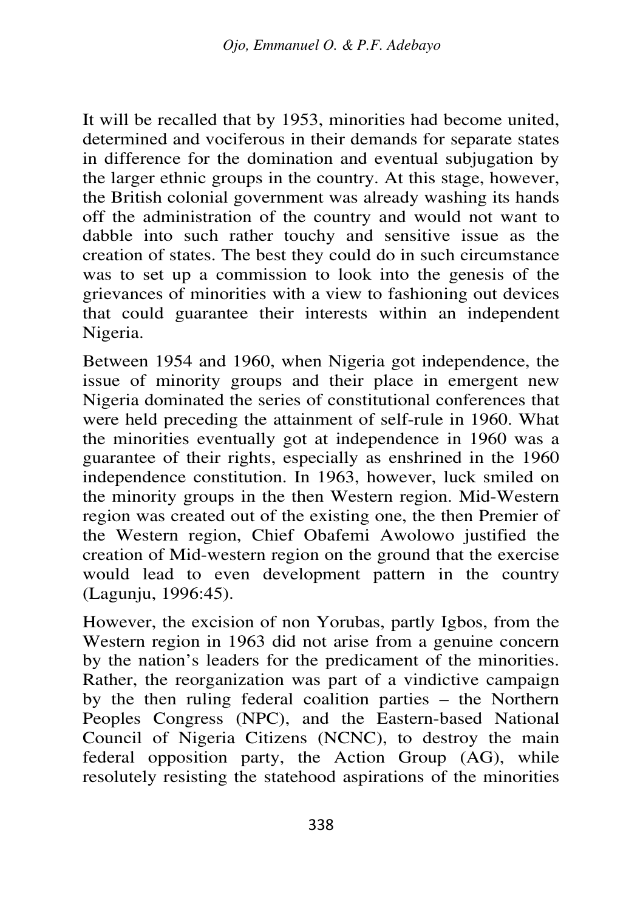It will be recalled that by 1953, minorities had become united, determined and vociferous in their demands for separate states in difference for the domination and eventual subjugation by the larger ethnic groups in the country. At this stage, however, the British colonial government was already washing its hands off the administration of the country and would not want to dabble into such rather touchy and sensitive issue as the creation of states. The best they could do in such circumstance was to set up a commission to look into the genesis of the grievances of minorities with a view to fashioning out devices that could guarantee their interests within an independent Nigeria.

Between 1954 and 1960, when Nigeria got independence, the issue of minority groups and their place in emergent new Nigeria dominated the series of constitutional conferences that were held preceding the attainment of self-rule in 1960. What the minorities eventually got at independence in 1960 was a guarantee of their rights, especially as enshrined in the 1960 independence constitution. In 1963, however, luck smiled on the minority groups in the then Western region. Mid-Western region was created out of the existing one, the then Premier of the Western region, Chief Obafemi Awolowo justified the creation of Mid-western region on the ground that the exercise would lead to even development pattern in the country (Lagunju, 1996:45).

However, the excision of non Yorubas, partly Igbos, from the Western region in 1963 did not arise from a genuine concern by the nation's leaders for the predicament of the minorities. Rather, the reorganization was part of a vindictive campaign by the then ruling federal coalition parties – the Northern Peoples Congress (NPC), and the Eastern-based National Council of Nigeria Citizens (NCNC), to destroy the main federal opposition party, the Action Group (AG), while resolutely resisting the statehood aspirations of the minorities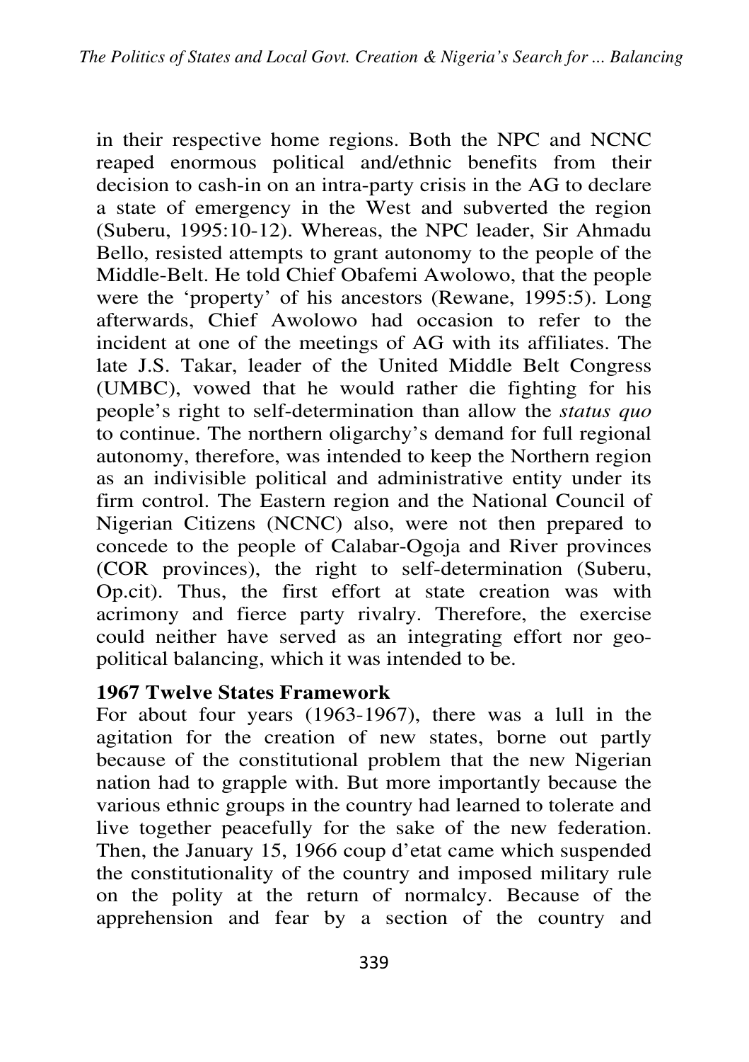in their respective home regions. Both the NPC and NCNC reaped enormous political and/ethnic benefits from their decision to cash-in on an intra-party crisis in the AG to declare a state of emergency in the West and subverted the region (Suberu, 1995:10-12). Whereas, the NPC leader, Sir Ahmadu Bello, resisted attempts to grant autonomy to the people of the Middle-Belt. He told Chief Obafemi Awolowo, that the people were the 'property' of his ancestors (Rewane, 1995:5). Long afterwards, Chief Awolowo had occasion to refer to the incident at one of the meetings of AG with its affiliates. The late J.S. Takar, leader of the United Middle Belt Congress (UMBC), vowed that he would rather die fighting for his people's right to self-determination than allow the *status quo* to continue. The northern oligarchy's demand for full regional autonomy, therefore, was intended to keep the Northern region as an indivisible political and administrative entity under its firm control. The Eastern region and the National Council of Nigerian Citizens (NCNC) also, were not then prepared to concede to the people of Calabar-Ogoja and River provinces (COR provinces), the right to self-determination (Suberu, Op.cit). Thus, the first effort at state creation was with acrimony and fierce party rivalry. Therefore, the exercise could neither have served as an integrating effort nor geo-political balancing, which it was intended to be.

**1967 Twelve States Framework**

For about four years (1963-1967), there was a lull in the agitation for the creation of new states, borne out partly because of the constitutional problem that the new Nigerian nation had to grapple with. But more importantly because the various ethnic groups in the country had learned to tolerate and live together peacefully for the sake of the new federation. Then, the January 15, 1966 coup d'etat came which suspended the constitutionality of the country and imposed military rule on the polity at the return of normalcy. Because of the apprehension and fear by a section of the country and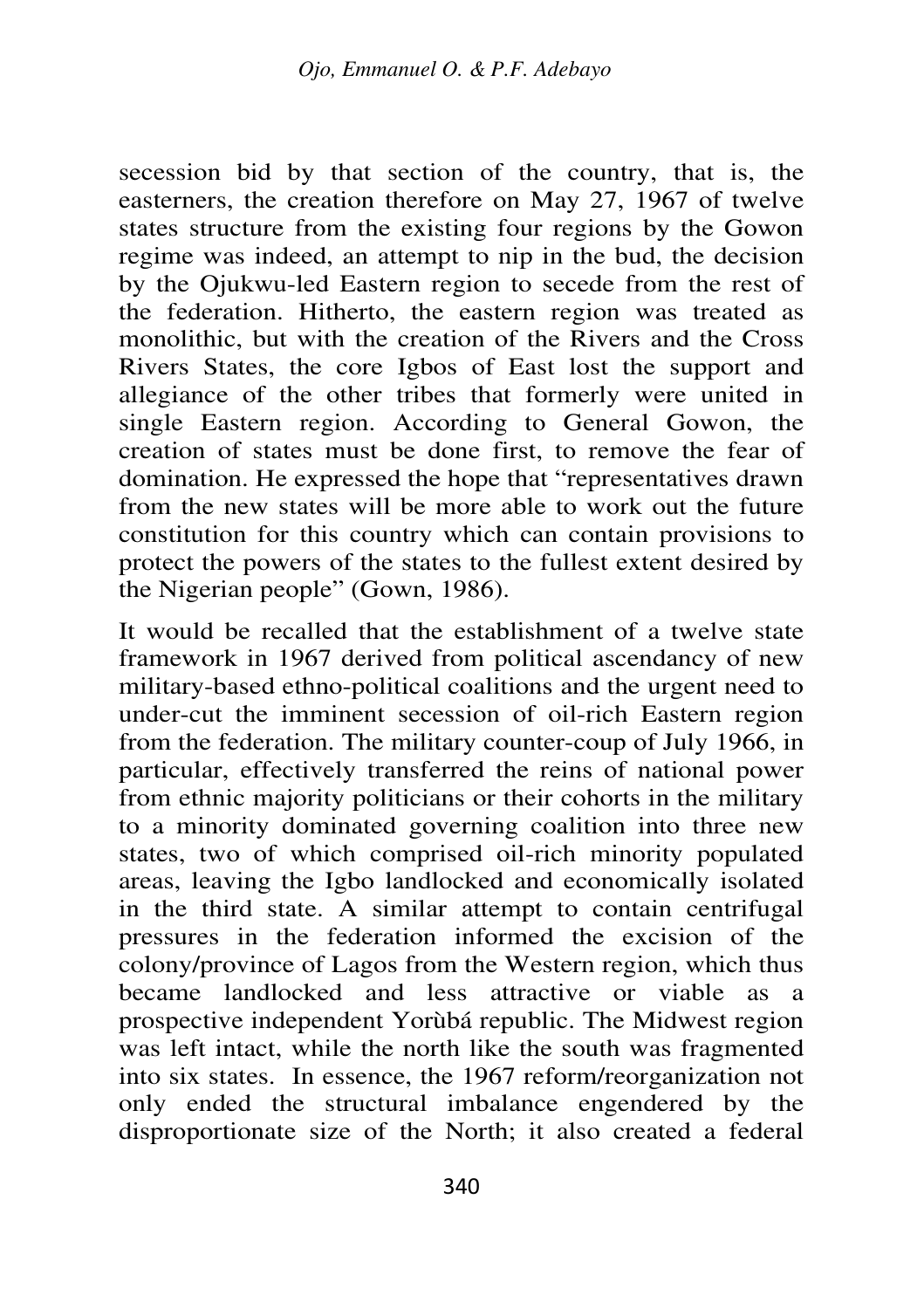secession bid by that section of the country, that is, the easterners, the creation therefore on May 27, 1967 of twelve states structure from the existing four regions by the Gowon regime was indeed, an attempt to nip in the bud, the decision by the Ojukwu-led Eastern region to secede from the rest of the federation. Hitherto, the eastern region was treated as monolithic, but with the creation of the Rivers and the Cross Rivers States, the core Igbos of East lost the support and allegiance of the other tribes that formerly were united in single Eastern region. According to General Gowon, the creation of states must be done first, to remove the fear of domination. He expressed the hope that "representatives drawn from the new states will be more able to work out the future constitution for this country which can contain provisions to protect the powers of the states to the fullest extent desired by the Nigerian people" (Gown, 1986).

It would be recalled that the establishment of a twelve state framework in 1967 derived from political ascendancy of new military-based ethno-political coalitions and the urgent need to under-cut the imminent secession of oil-rich Eastern region from the federation. The military counter-coup of July 1966, in particular, effectively transferred the reins of national power from ethnic majority politicians or their cohorts in the military to a minority dominated governing coalition into three new states, two of which comprised oil-rich minority populated areas, leaving the Igbo landlocked and economically isolated in the third state. A similar attempt to contain centrifugal pressures in the federation informed the excision of the colony/province of Lagos from the Western region, which thus became landlocked and less attractive or viable as a prospective independent Yorùbá republic. The Midwest region was left intact, while the north like the south was fragmented into six states. In essence, the 1967 reform/reorganization not only ended the structural imbalance engendered by the disproportionate size of the North; it also created a federal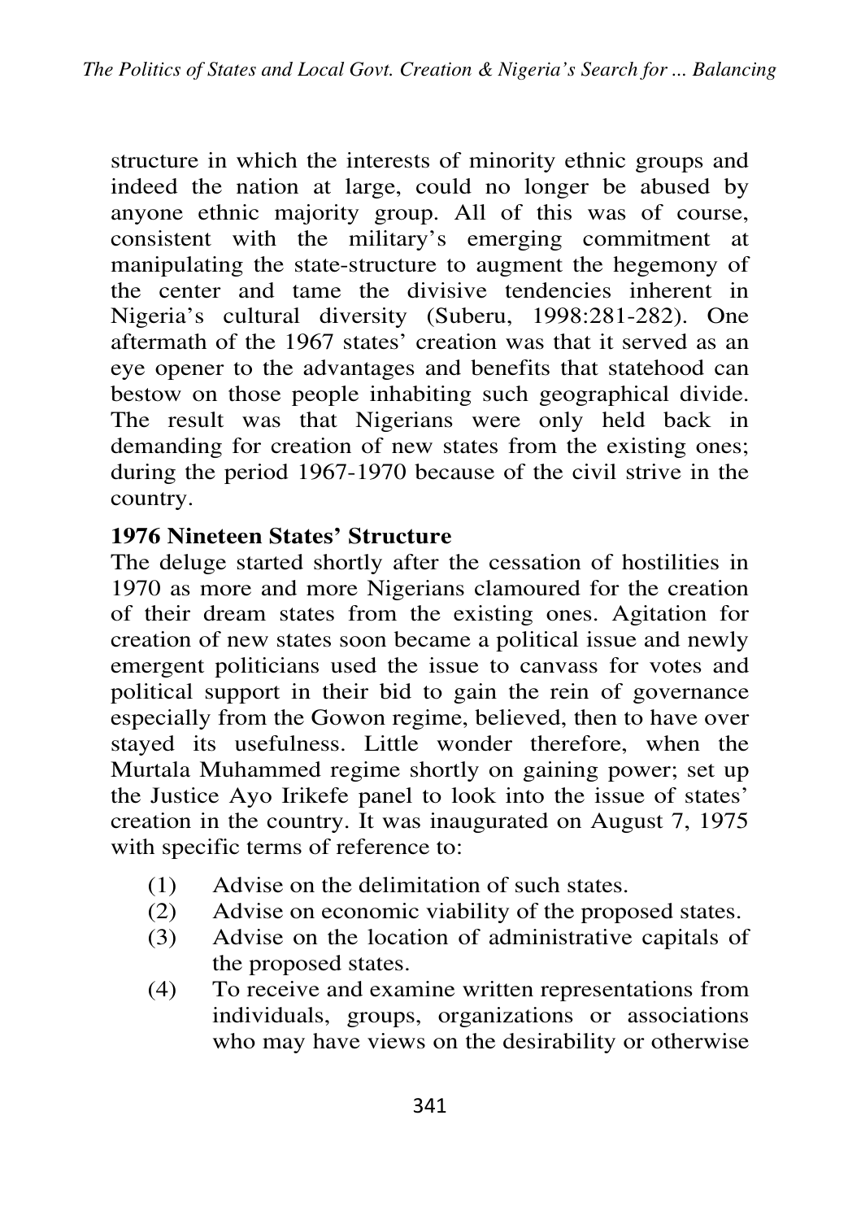structure in which the interests of minority ethnic groups and indeed the nation at large, could no longer be abused by anyone ethnic majority group. All of this was of course, consistent with the military's emerging commitment at manipulating the state-structure to augment the hegemony of the center and tame the divisive tendencies inherent in Nigeria's cultural diversity (Suberu, 1998:281-282). One aftermath of the 1967 states' creation was that it served as an eye opener to the advantages and benefits that statehood can bestow on those people inhabiting such geographical divide. The result was that Nigerians were only held back in demanding for creation of new states from the existing ones; during the period 1967-1970 because of the civil strive in the country.

**1976 Nineteen States' Structure**

The deluge started shortly after the cessation of hostilities in 1970 as more and more Nigerians clamoured for the creation of their dream states from the existing ones. Agitation for creation of new states soon became a political issue and newly emergent politicians used the issue to canvass for votes and political support in their bid to gain the rein of governance especially from the Gowon regime, believed, then to have over stayed its usefulness. Little wonder therefore, when the Murtala Muhammed regime shortly on gaining power; set up the Justice Ayo Irikefe panel to look into the issue of states' creation in the country. It was inaugurated on August 7, 1975 with specific terms of reference to:

(1) Advise on the delimitation of such states.
(2) Advise on economic viability of the proposed states.
(3) Advise on the location of administrative capitals of the proposed states.
(4) To receive and examine written representations from individuals, groups, organizations or associations who may have views on the desirability or otherwise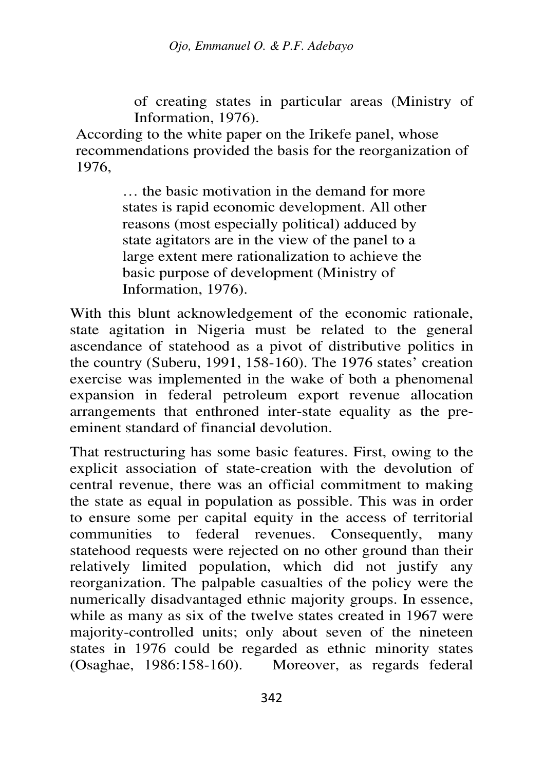> of creating states in particular areas (Ministry of Information, 1976).

According to the white paper on the Irikefe panel, whose recommendations provided the basis for the reorganization of 1976,

> … the basic motivation in the demand for more states is rapid economic development. All other reasons (most especially political) adduced by state agitators are in the view of the panel to a large extent mere rationalization to achieve the basic purpose of development (Ministry of Information, 1976).

With this blunt acknowledgement of the economic rationale, state agitation in Nigeria must be related to the general ascendance of statehood as a pivot of distributive politics in the country (Suberu, 1991, 158-160). The 1976 states' creation exercise was implemented in the wake of both a phenomenal expansion in federal petroleum export revenue allocation arrangements that enthroned inter-state equality as the pre-eminent standard of financial devolution.

That restructuring has some basic features. First, owing to the explicit association of state-creation with the devolution of central revenue, there was an official commitment to making the state as equal in population as possible. This was in order to ensure some per capital equity in the access of territorial communities to federal revenues. Consequently, many statehood requests were rejected on no other ground than their relatively limited population, which did not justify any reorganization. The palpable casualties of the policy were the numerically disadvantaged ethnic majority groups. In essence, while as many as six of the twelve states created in 1967 were majority-controlled units; only about seven of the nineteen states in 1976 could be regarded as ethnic minority states (Osaghae, 1986:158-160). Moreover, as regards federal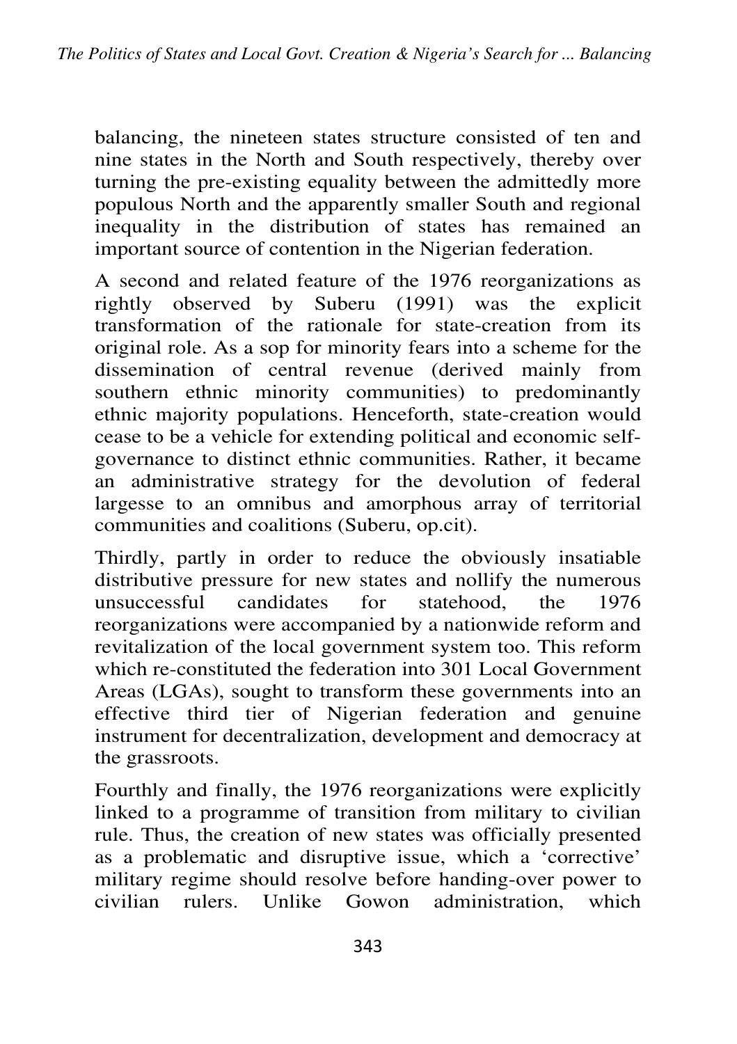balancing, the nineteen states structure consisted of ten and nine states in the North and South respectively, thereby over turning the pre-existing equality between the admittedly more populous North and the apparently smaller South and regional inequality in the distribution of states has remained an important source of contention in the Nigerian federation.

A second and related feature of the 1976 reorganizations as rightly observed by Suberu (1991) was the explicit transformation of the rationale for state-creation from its original role. As a sop for minority fears into a scheme for the dissemination of central revenue (derived mainly from southern ethnic minority communities) to predominantly ethnic majority populations. Henceforth, state-creation would cease to be a vehicle for extending political and economic self-governance to distinct ethnic communities. Rather, it became an administrative strategy for the devolution of federal largesse to an omnibus and amorphous array of territorial communities and coalitions (Suberu, op.cit).

Thirdly, partly in order to reduce the obviously insatiable distributive pressure for new states and nollify the numerous unsuccessful candidates for statehood, the 1976 reorganizations were accompanied by a nationwide reform and revitalization of the local government system too. This reform which re-constituted the federation into 301 Local Government Areas (LGAs), sought to transform these governments into an effective third tier of Nigerian federation and genuine instrument for decentralization, development and democracy at the grassroots.

Fourthly and finally, the 1976 reorganizations were explicitly linked to a programme of transition from military to civilian rule. Thus, the creation of new states was officially presented as a problematic and disruptive issue, which a 'corrective' military regime should resolve before handing-over power to civilian rulers. Unlike Gowon administration, which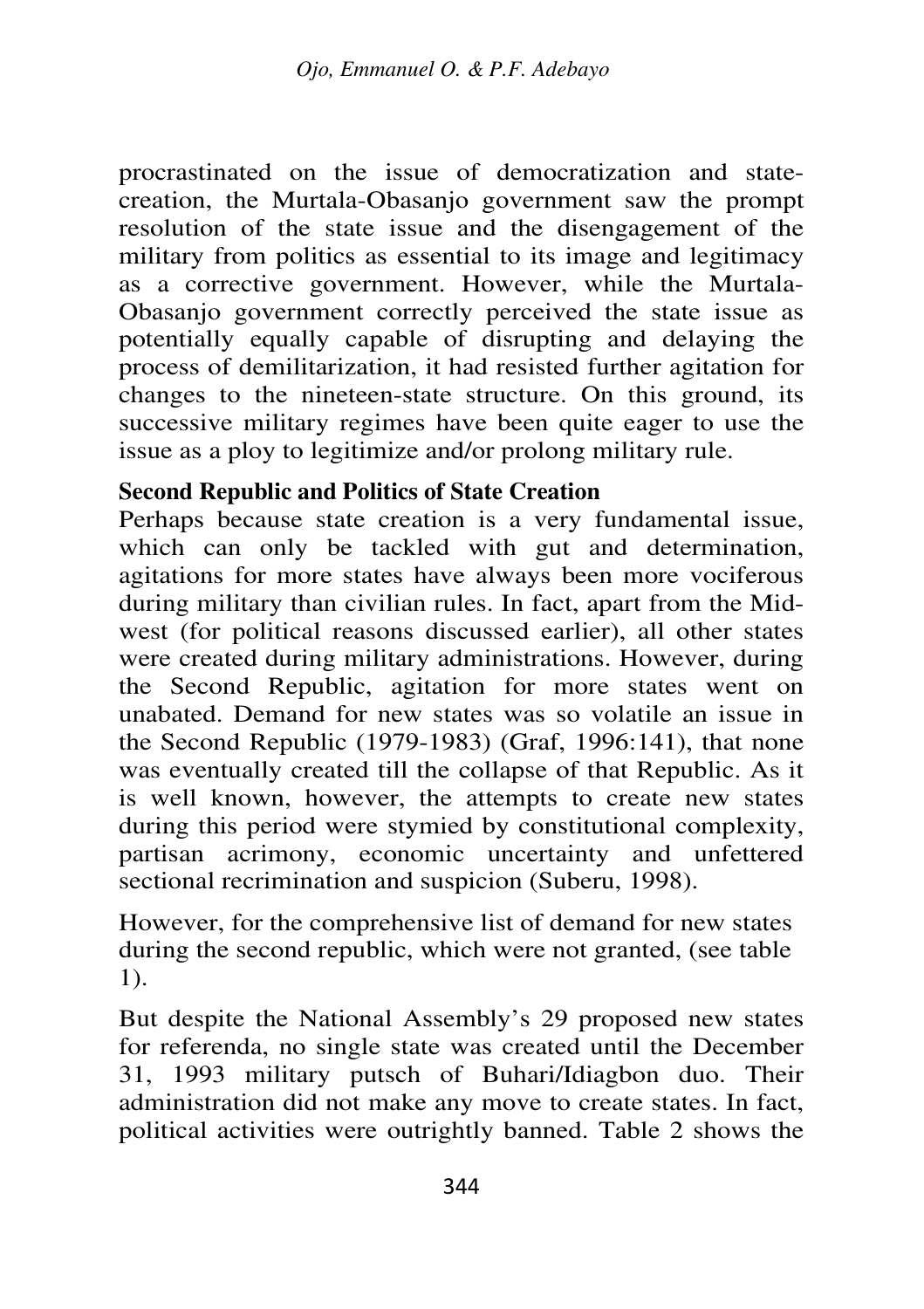procrastinated on the issue of democratization and state-creation, the Murtala-Obasanjo government saw the prompt resolution of the state issue and the disengagement of the military from politics as essential to its image and legitimacy as a corrective government. However, while the Murtala-Obasanjo government correctly perceived the state issue as potentially equally capable of disrupting and delaying the process of demilitarization, it had resisted further agitation for changes to the nineteen-state structure. On this ground, its successive military regimes have been quite eager to use the issue as a ploy to legitimize and/or prolong military rule.

**Second Republic and Politics of State Creation**

Perhaps because state creation is a very fundamental issue, which can only be tackled with gut and determination, agitations for more states have always been more vociferous during military than civilian rules. In fact, apart from the Mid-west (for political reasons discussed earlier), all other states were created during military administrations. However, during the Second Republic, agitation for more states went on unabated. Demand for new states was so volatile an issue in the Second Republic (1979-1983) (Graf, 1996:141), that none was eventually created till the collapse of that Republic. As it is well known, however, the attempts to create new states during this period were stymied by constitutional complexity, partisan acrimony, economic uncertainty and unfettered sectional recrimination and suspicion (Suberu, 1998).

However, for the comprehensive list of demand for new states during the second republic, which were not granted, (see table 1).

But despite the National Assembly's 29 proposed new states for referenda, no single state was created until the December 31, 1993 military putsch of Buhari/Idiagbon duo. Their administration did not make any move to create states. In fact, political activities were outrightly banned. Table 2 shows the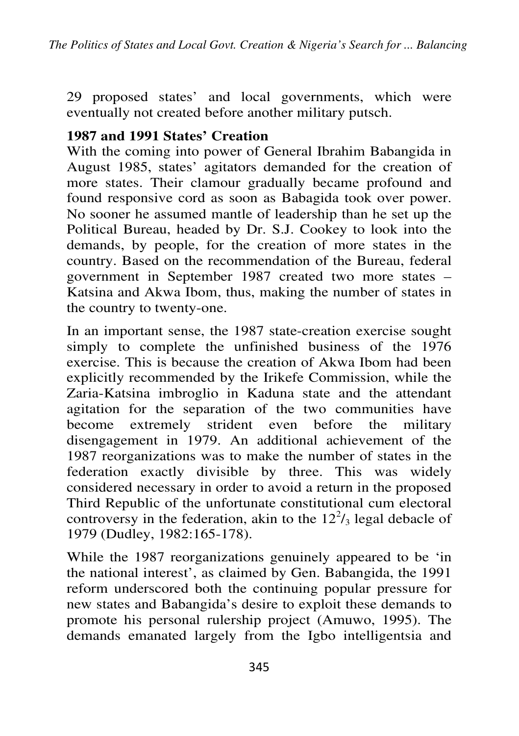29 proposed states' and local governments, which were eventually not created before another military putsch.

**1987 and 1991 States' Creation**

With the coming into power of General Ibrahim Babangida in August 1985, states' agitators demanded for the creation of more states. Their clamour gradually became profound and found responsive cord as soon as Babagida took over power. No sooner he assumed mantle of leadership than he set up the Political Bureau, headed by Dr. S.J. Cookey to look into the demands, by people, for the creation of more states in the country. Based on the recommendation of the Bureau, federal government in September 1987 created two more states – Katsina and Akwa Ibom, thus, making the number of states in the country to twenty-one.

In an important sense, the 1987 state-creation exercise sought simply to complete the unfinished business of the 1976 exercise. This is because the creation of Akwa Ibom had been explicitly recommended by the Irikefe Commission, while the Zaria-Katsina imbroglio in Kaduna state and the attendant agitation for the separation of the two communities have become extremely strident even before the military disengagement in 1979. An additional achievement of the 1987 reorganizations was to make the number of states in the federation exactly divisible by three. This was widely considered necessary in order to avoid a return in the proposed Third Republic of the unfortunate constitutional cum electoral controversy in the federation, akin to the $12^2/_3$ legal debacle of 1979 (Dudley, 1982:165-178).

While the 1987 reorganizations genuinely appeared to be 'in the national interest', as claimed by Gen. Babangida, the 1991 reform underscored both the continuing popular pressure for new states and Babangida's desire to exploit these demands to promote his personal rulership project (Amuwo, 1995). The demands emanated largely from the Igbo intelligentsia and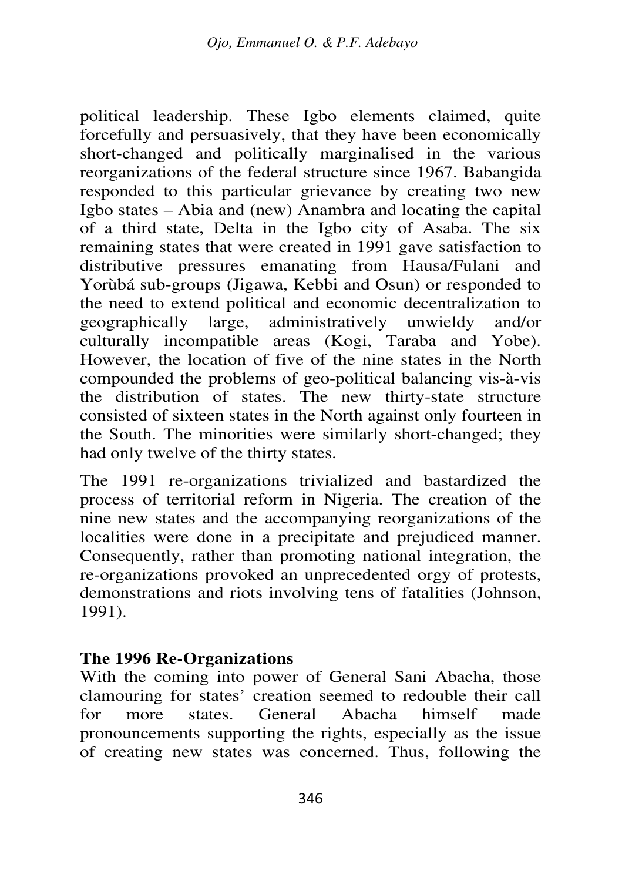political leadership. These Igbo elements claimed, quite forcefully and persuasively, that they have been economically short-changed and politically marginalised in the various reorganizations of the federal structure since 1967. Babangida responded to this particular grievance by creating two new Igbo states – Abia and (new) Anambra and locating the capital of a third state, Delta in the Igbo city of Asaba. The six remaining states that were created in 1991 gave satisfaction to distributive pressures emanating from Hausa/Fulani and Yorùbá sub-groups (Jigawa, Kebbi and Osun) or responded to the need to extend political and economic decentralization to geographically large, administratively unwieldy and/or culturally incompatible areas (Kogi, Taraba and Yobe). However, the location of five of the nine states in the North compounded the problems of geo-political balancing vis-à-vis the distribution of states. The new thirty-state structure consisted of sixteen states in the North against only fourteen in the South. The minorities were similarly short-changed; they had only twelve of the thirty states.

The 1991 re-organizations trivialized and bastardized the process of territorial reform in Nigeria. The creation of the nine new states and the accompanying reorganizations of the localities were done in a precipitate and prejudiced manner. Consequently, rather than promoting national integration, the re-organizations provoked an unprecedented orgy of protests, demonstrations and riots involving tens of fatalities (Johnson, 1991).

### The 1996 Re-Organizations

With the coming into power of General Sani Abacha, those clamouring for states' creation seemed to redouble their call for more states. General Abacha himself made pronouncements supporting the rights, especially as the issue of creating new states was concerned. Thus, following the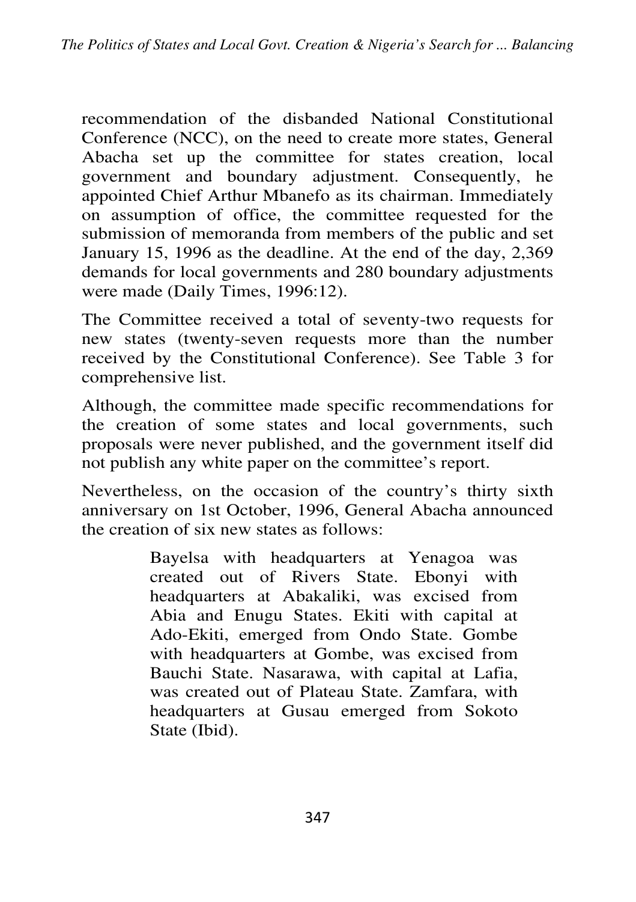recommendation of the disbanded National Constitutional Conference (NCC), on the need to create more states, General Abacha set up the committee for states creation, local government and boundary adjustment. Consequently, he appointed Chief Arthur Mbanefo as its chairman. Immediately on assumption of office, the committee requested for the submission of memoranda from members of the public and set January 15, 1996 as the deadline. At the end of the day, 2,369 demands for local governments and 280 boundary adjustments were made (Daily Times, 1996:12).

The Committee received a total of seventy-two requests for new states (twenty-seven requests more than the number received by the Constitutional Conference). See Table 3 for comprehensive list.

Although, the committee made specific recommendations for the creation of some states and local governments, such proposals were never published, and the government itself did not publish any white paper on the committee's report.

Nevertheless, on the occasion of the country's thirty sixth anniversary on 1st October, 1996, General Abacha announced the creation of six new states as follows:

> Bayelsa with headquarters at Yenagoa was created out of Rivers State. Ebonyi with headquarters at Abakaliki, was excised from Abia and Enugu States. Ekiti with capital at Ado-Ekiti, emerged from Ondo State. Gombe with headquarters at Gombe, was excised from Bauchi State. Nasarawa, with capital at Lafia, was created out of Plateau State. Zamfara, with headquarters at Gusau emerged from Sokoto State (Ibid).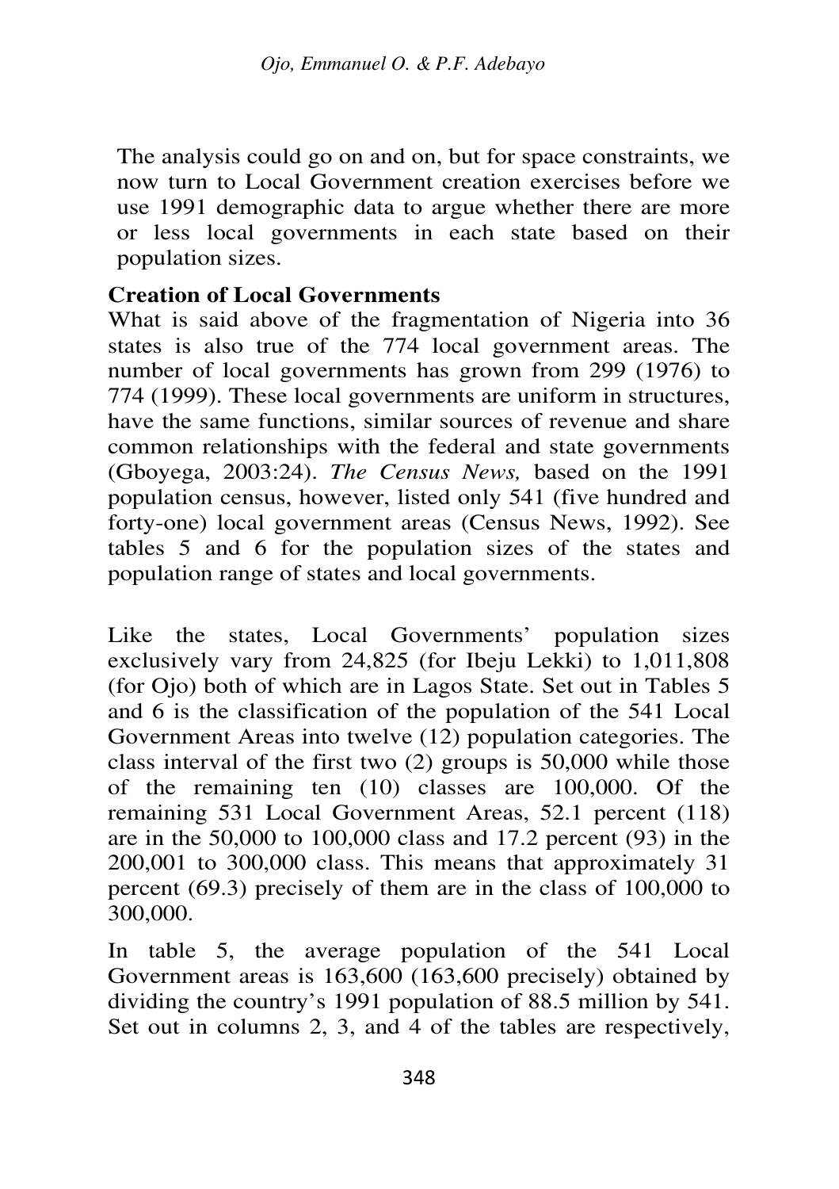The analysis could go on and on, but for space constraints, we now turn to Local Government creation exercises before we use 1991 demographic data to argue whether there are more or less local governments in each state based on their population sizes.

**Creation of Local Governments**

What is said above of the fragmentation of Nigeria into 36 states is also true of the 774 local government areas. The number of local governments has grown from 299 (1976) to 774 (1999). These local governments are uniform in structures, have the same functions, similar sources of revenue and share common relationships with the federal and state governments (Gboyega, 2003:24). *The Census News,* based on the 1991 population census, however, listed only 541 (five hundred and forty-one) local government areas (Census News, 1992). See tables 5 and 6 for the population sizes of the states and population range of states and local governments.

Like the states, Local Governments' population sizes exclusively vary from 24,825 (for Ibeju Lekki) to 1,011,808 (for Ojo) both of which are in Lagos State. Set out in Tables 5 and 6 is the classification of the population of the 541 Local Government Areas into twelve (12) population categories. The class interval of the first two (2) groups is 50,000 while those of the remaining ten (10) classes are 100,000. Of the remaining 531 Local Government Areas, 52.1 percent (118) are in the 50,000 to 100,000 class and 17.2 percent (93) in the 200,001 to 300,000 class. This means that approximately 31 percent (69.3) precisely of them are in the class of 100,000 to 300,000.

In table 5, the average population of the 541 Local Government areas is 163,600 (163,600 precisely) obtained by dividing the country's 1991 population of 88.5 million by 541. Set out in columns 2, 3, and 4 of the tables are respectively,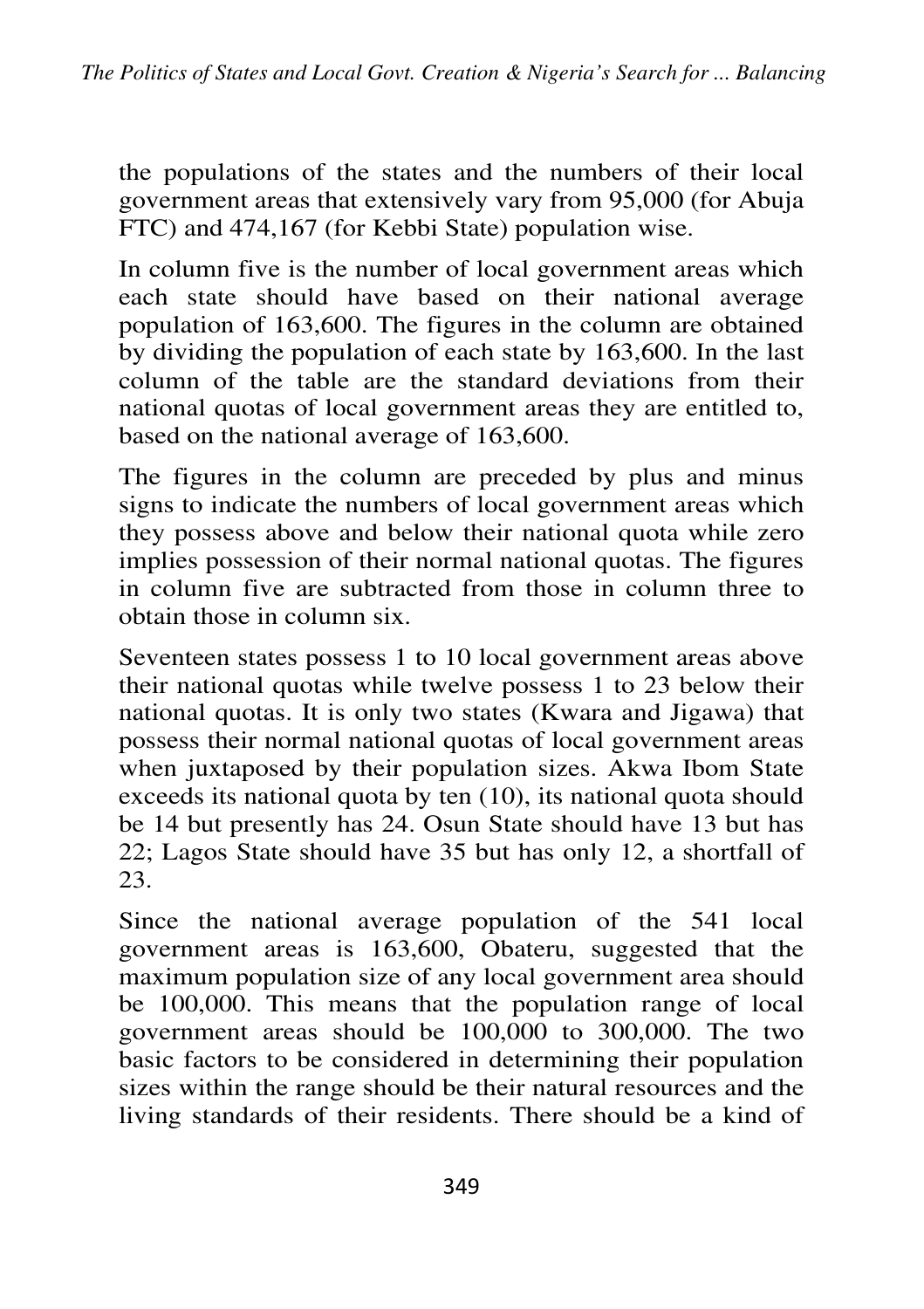the populations of the states and the numbers of their local government areas that extensively vary from 95,000 (for Abuja FTC) and 474,167 (for Kebbi State) population wise.

In column five is the number of local government areas which each state should have based on their national average population of 163,600. The figures in the column are obtained by dividing the population of each state by 163,600. In the last column of the table are the standard deviations from their national quotas of local government areas they are entitled to, based on the national average of 163,600.

The figures in the column are preceded by plus and minus signs to indicate the numbers of local government areas which they possess above and below their national quota while zero implies possession of their normal national quotas. The figures in column five are subtracted from those in column three to obtain those in column six.

Seventeen states possess 1 to 10 local government areas above their national quotas while twelve possess 1 to 23 below their national quotas. It is only two states (Kwara and Jigawa) that possess their normal national quotas of local government areas when juxtaposed by their population sizes. Akwa Ibom State exceeds its national quota by ten (10), its national quota should be 14 but presently has 24. Osun State should have 13 but has 22; Lagos State should have 35 but has only 12, a shortfall of 23.

Since the national average population of the 541 local government areas is 163,600, Obateru, suggested that the maximum population size of any local government area should be 100,000. This means that the population range of local government areas should be 100,000 to 300,000. The two basic factors to be considered in determining their population sizes within the range should be their natural resources and the living standards of their residents. There should be a kind of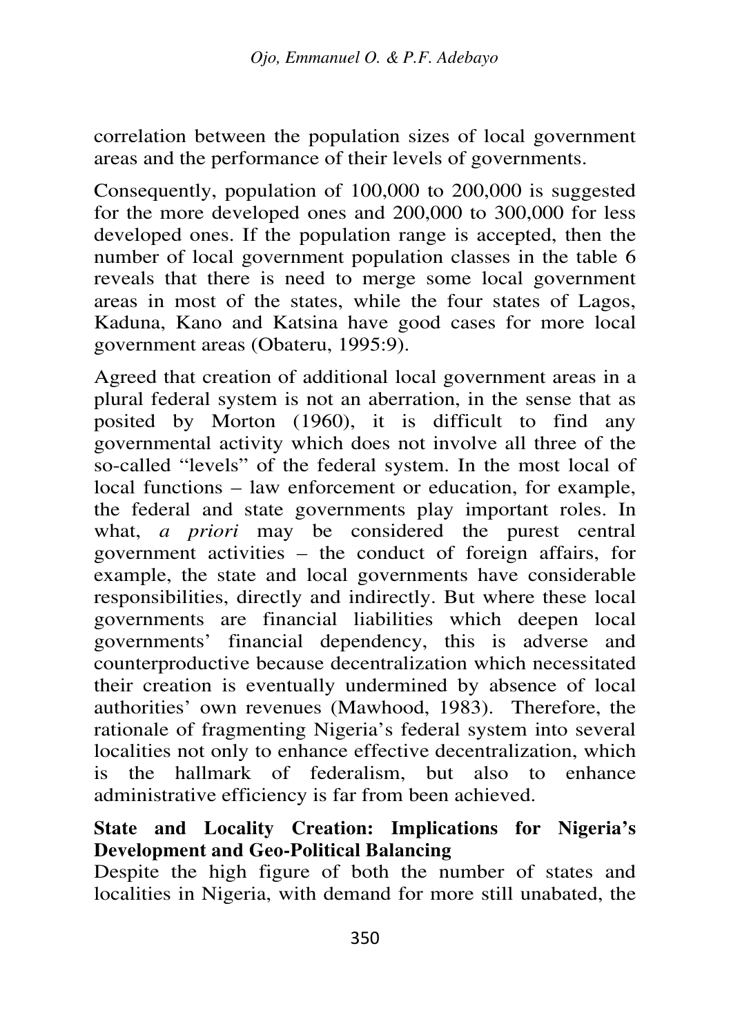correlation between the population sizes of local government areas and the performance of their levels of governments.

Consequently, population of 100,000 to 200,000 is suggested for the more developed ones and 200,000 to 300,000 for less developed ones. If the population range is accepted, then the number of local government population classes in the table 6 reveals that there is need to merge some local government areas in most of the states, while the four states of Lagos, Kaduna, Kano and Katsina have good cases for more local government areas (Obateru, 1995:9).

Agreed that creation of additional local government areas in a plural federal system is not an aberration, in the sense that as posited by Morton (1960), it is difficult to find any governmental activity which does not involve all three of the so-called "levels" of the federal system. In the most local of local functions – law enforcement or education, for example, the federal and state governments play important roles. In what, *a priori* may be considered the purest central government activities – the conduct of foreign affairs, for example, the state and local governments have considerable responsibilities, directly and indirectly. But where these local governments are financial liabilities which deepen local governments' financial dependency, this is adverse and counterproductive because decentralization which necessitated their creation is eventually undermined by absence of local authorities' own revenues (Mawhood, 1983). Therefore, the rationale of fragmenting Nigeria's federal system into several localities not only to enhance effective decentralization, which is the hallmark of federalism, but also to enhance administrative efficiency is far from been achieved.

**State and Locality Creation: Implications for Nigeria's Development and Geo-Political Balancing**

Despite the high figure of both the number of states and localities in Nigeria, with demand for more still unabated, the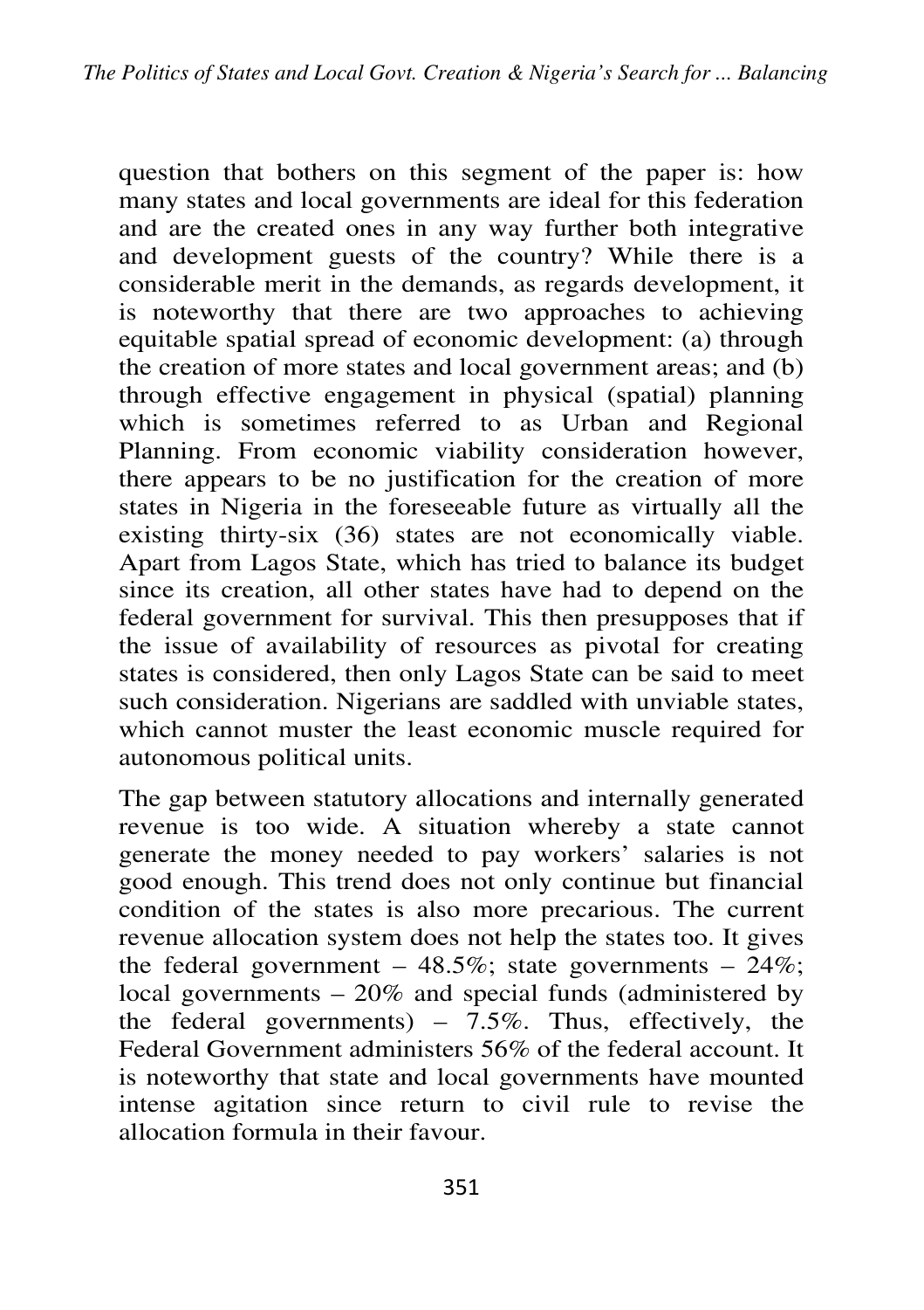question that bothers on this segment of the paper is: how many states and local governments are ideal for this federation and are the created ones in any way further both integrative and development guests of the country? While there is a considerable merit in the demands, as regards development, it is noteworthy that there are two approaches to achieving equitable spatial spread of economic development: (a) through the creation of more states and local government areas; and (b) through effective engagement in physical (spatial) planning which is sometimes referred to as Urban and Regional Planning. From economic viability consideration however, there appears to be no justification for the creation of more states in Nigeria in the foreseeable future as virtually all the existing thirty-six (36) states are not economically viable. Apart from Lagos State, which has tried to balance its budget since its creation, all other states have had to depend on the federal government for survival. This then presupposes that if the issue of availability of resources as pivotal for creating states is considered, then only Lagos State can be said to meet such consideration. Nigerians are saddled with unviable states, which cannot muster the least economic muscle required for autonomous political units.

The gap between statutory allocations and internally generated revenue is too wide. A situation whereby a state cannot generate the money needed to pay workers' salaries is not good enough. This trend does not only continue but financial condition of the states is also more precarious. The current revenue allocation system does not help the states too. It gives the federal government – 48.5%; state governments – 24%; local governments – 20% and special funds (administered by the federal governments) – 7.5%. Thus, effectively, the Federal Government administers 56% of the federal account. It is noteworthy that state and local governments have mounted intense agitation since return to civil rule to revise the allocation formula in their favour.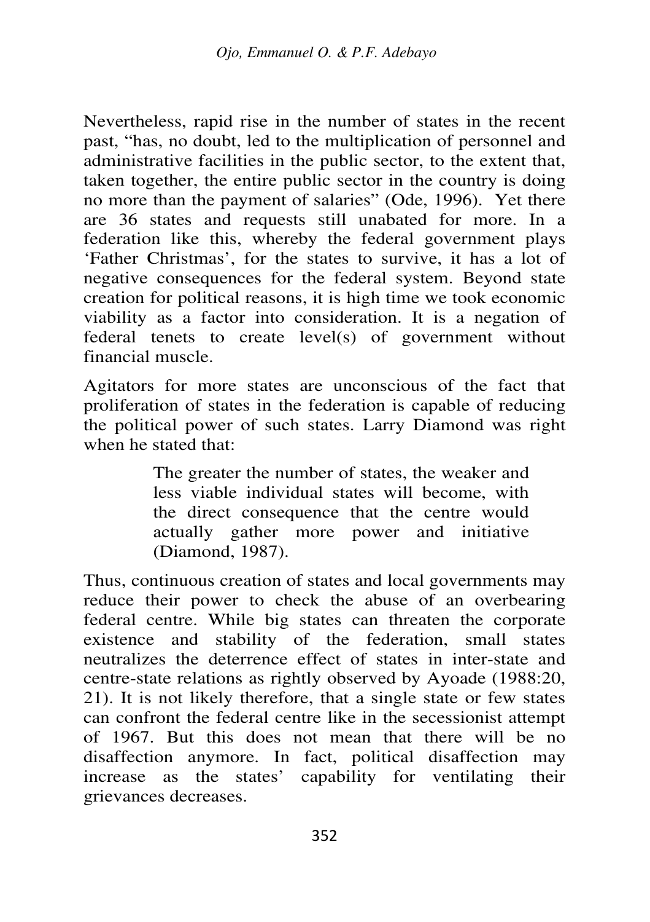Nevertheless, rapid rise in the number of states in the recent past, "has, no doubt, led to the multiplication of personnel and administrative facilities in the public sector, to the extent that, taken together, the entire public sector in the country is doing no more than the payment of salaries" (Ode, 1996). Yet there are 36 states and requests still unabated for more. In a federation like this, whereby the federal government plays 'Father Christmas', for the states to survive, it has a lot of negative consequences for the federal system. Beyond state creation for political reasons, it is high time we took economic viability as a factor into consideration. It is a negation of federal tenets to create level(s) of government without financial muscle.

Agitators for more states are unconscious of the fact that proliferation of states in the federation is capable of reducing the political power of such states. Larry Diamond was right when he stated that:

> The greater the number of states, the weaker and less viable individual states will become, with the direct consequence that the centre would actually gather more power and initiative (Diamond, 1987).

Thus, continuous creation of states and local governments may reduce their power to check the abuse of an overbearing federal centre. While big states can threaten the corporate existence and stability of the federation, small states neutralizes the deterrence effect of states in inter-state and centre-state relations as rightly observed by Ayoade (1988:20, 21). It is not likely therefore, that a single state or few states can confront the federal centre like in the secessionist attempt of 1967. But this does not mean that there will be no disaffection anymore. In fact, political disaffection may increase as the states' capability for ventilating their grievances decreases.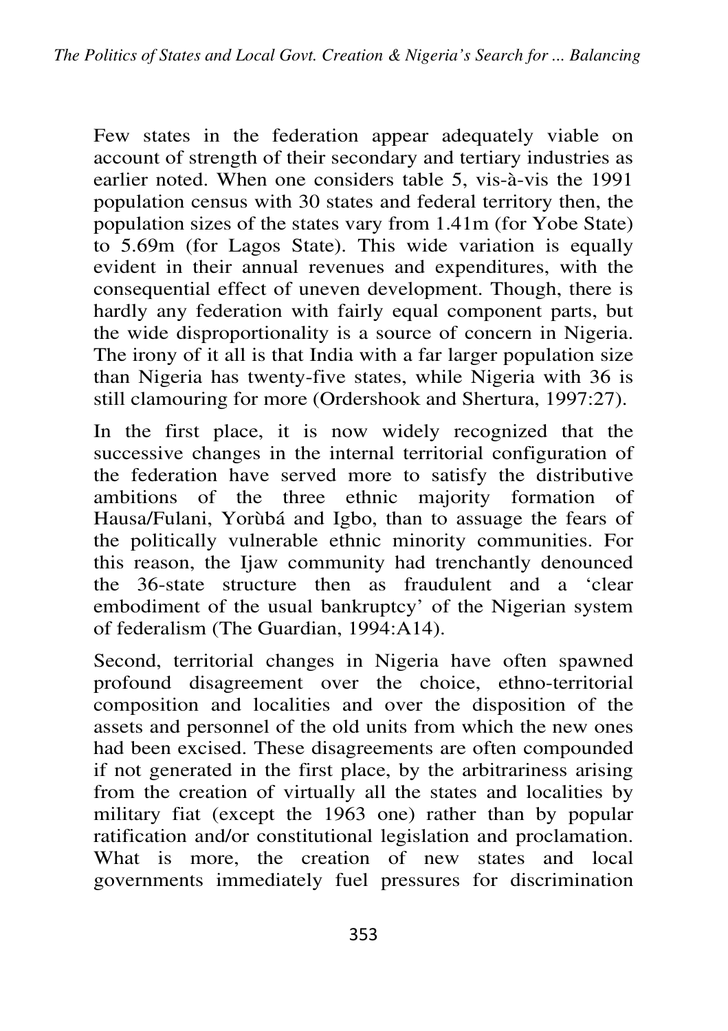Few states in the federation appear adequately viable on account of strength of their secondary and tertiary industries as earlier noted. When one considers table 5, vis-à-vis the 1991 population census with 30 states and federal territory then, the population sizes of the states vary from 1.41m (for Yobe State) to 5.69m (for Lagos State). This wide variation is equally evident in their annual revenues and expenditures, with the consequential effect of uneven development. Though, there is hardly any federation with fairly equal component parts, but the wide disproportionality is a source of concern in Nigeria. The irony of it all is that India with a far larger population size than Nigeria has twenty-five states, while Nigeria with 36 is still clamouring for more (Ordershook and Shertura, 1997:27).

In the first place, it is now widely recognized that the successive changes in the internal territorial configuration of the federation have served more to satisfy the distributive ambitions of the three ethnic majority formation of Hausa/Fulani, Yorùbá and Igbo, than to assuage the fears of the politically vulnerable ethnic minority communities. For this reason, the Ijaw community had trenchantly denounced the 36-state structure then as fraudulent and a 'clear embodiment of the usual bankruptcy' of the Nigerian system of federalism (The Guardian, 1994:A14).

Second, territorial changes in Nigeria have often spawned profound disagreement over the choice, ethno-territorial composition and localities and over the disposition of the assets and personnel of the old units from which the new ones had been excised. These disagreements are often compounded if not generated in the first place, by the arbitrariness arising from the creation of virtually all the states and localities by military fiat (except the 1963 one) rather than by popular ratification and/or constitutional legislation and proclamation. What is more, the creation of new states and local governments immediately fuel pressures for discrimination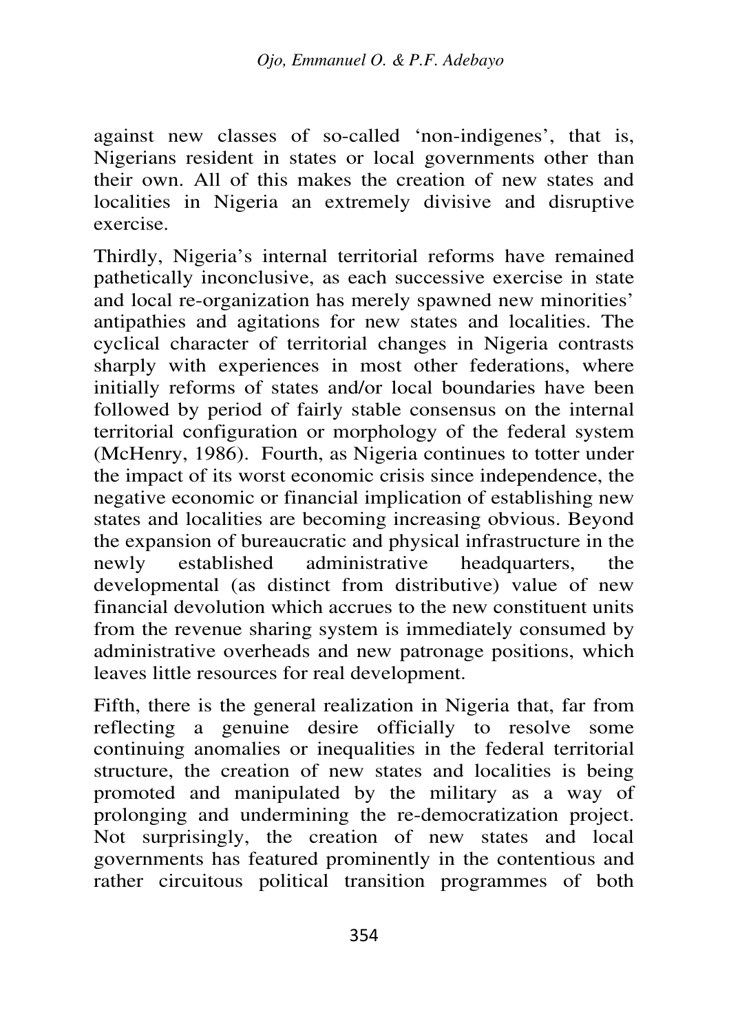against new classes of so-called 'non-indigenes', that is, Nigerians resident in states or local governments other than their own. All of this makes the creation of new states and localities in Nigeria an extremely divisive and disruptive exercise.

Thirdly, Nigeria's internal territorial reforms have remained pathetically inconclusive, as each successive exercise in state and local re-organization has merely spawned new minorities' antipathies and agitations for new states and localities. The cyclical character of territorial changes in Nigeria contrasts sharply with experiences in most other federations, where initially reforms of states and/or local boundaries have been followed by period of fairly stable consensus on the internal territorial configuration or morphology of the federal system (McHenry, 1986). Fourth, as Nigeria continues to totter under the impact of its worst economic crisis since independence, the negative economic or financial implication of establishing new states and localities are becoming increasing obvious. Beyond the expansion of bureaucratic and physical infrastructure in the newly established administrative headquarters, the developmental (as distinct from distributive) value of new financial devolution which accrues to the new constituent units from the revenue sharing system is immediately consumed by administrative overheads and new patronage positions, which leaves little resources for real development.

Fifth, there is the general realization in Nigeria that, far from reflecting a genuine desire officially to resolve some continuing anomalies or inequalities in the federal territorial structure, the creation of new states and localities is being promoted and manipulated by the military as a way of prolonging and undermining the re-democratization project. Not surprisingly, the creation of new states and local governments has featured prominently in the contentious and rather circuitous political transition programmes of both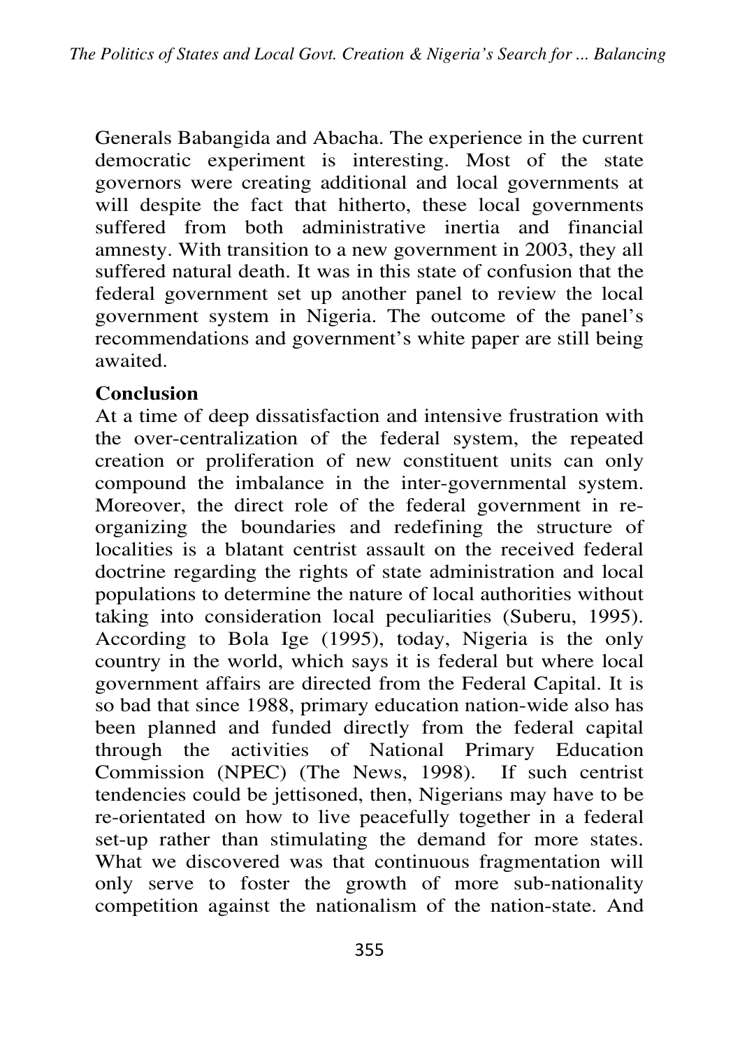Generals Babangida and Abacha. The experience in the current democratic experiment is interesting. Most of the state governors were creating additional and local governments at will despite the fact that hitherto, these local governments suffered from both administrative inertia and financial amnesty. With transition to a new government in 2003, they all suffered natural death. It was in this state of confusion that the federal government set up another panel to review the local government system in Nigeria. The outcome of the panel's recommendations and government's white paper are still being awaited.

## Conclusion

At a time of deep dissatisfaction and intensive frustration with the over-centralization of the federal system, the repeated creation or proliferation of new constituent units can only compound the imbalance in the inter-governmental system. Moreover, the direct role of the federal government in re-organizing the boundaries and redefining the structure of localities is a blatant centrist assault on the received federal doctrine regarding the rights of state administration and local populations to determine the nature of local authorities without taking into consideration local peculiarities (Suberu, 1995). According to Bola Ige (1995), today, Nigeria is the only country in the world, which says it is federal but where local government affairs are directed from the Federal Capital. It is so bad that since 1988, primary education nation-wide also has been planned and funded directly from the federal capital through the activities of National Primary Education Commission (NPEC) (The News, 1998). If such centrist tendencies could be jettisoned, then, Nigerians may have to be re-orientated on how to live peacefully together in a federal set-up rather than stimulating the demand for more states. What we discovered was that continuous fragmentation will only serve to foster the growth of more sub-nationality competition against the nationalism of the nation-state. And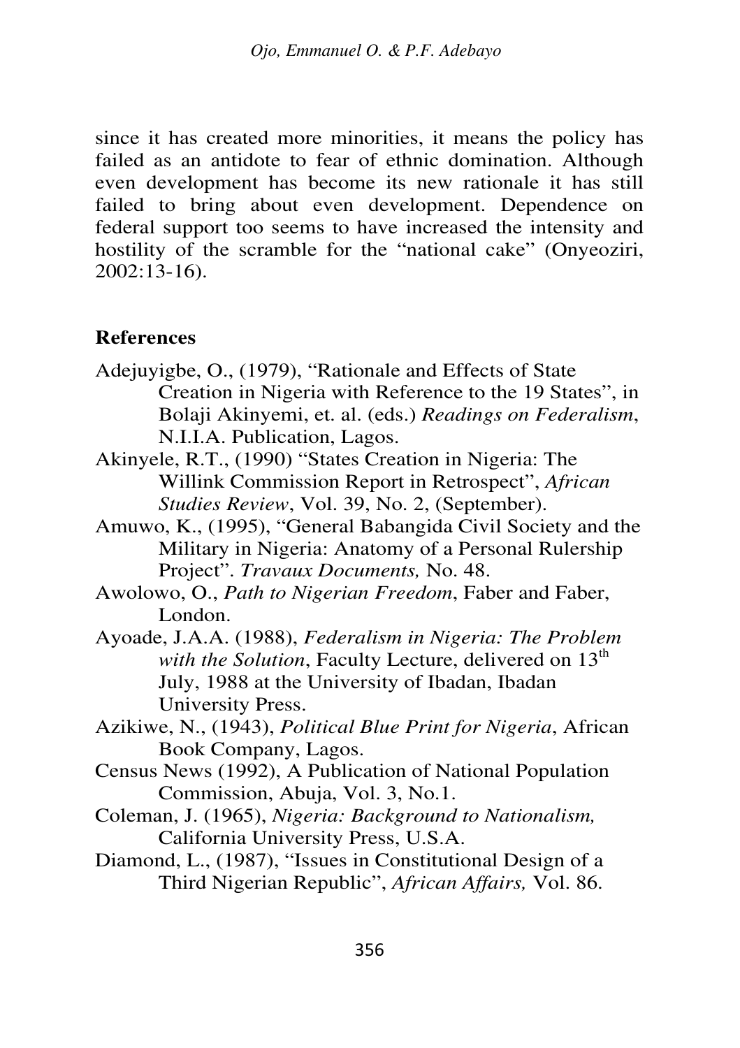since it has created more minorities, it means the policy has failed as an antidote to fear of ethnic domination. Although even development has become its new rationale it has still failed to bring about even development. Dependence on federal support too seems to have increased the intensity and hostility of the scramble for the "national cake" (Onyeoziri, 2002:13-16).

## References

Adejuyigbe, O., (1979), "Rationale and Effects of State Creation in Nigeria with Reference to the 19 States", in Bolaji Akinyemi, et. al. (eds.) *Readings on Federalism*, N.I.I.A. Publication, Lagos.

Akinyele, R.T., (1990) "States Creation in Nigeria: The Willink Commission Report in Retrospect", *African Studies Review*, Vol. 39, No. 2, (September).

Amuwo, K., (1995), "General Babangida Civil Society and the Military in Nigeria: Anatomy of a Personal Rulership Project". *Travaux Documents,* No. 48.

Awolowo, O., *Path to Nigerian Freedom*, Faber and Faber, London.

Ayoade, J.A.A. (1988), *Federalism in Nigeria: The Problem with the Solution*, Faculty Lecture, delivered on 13th July, 1988 at the University of Ibadan, Ibadan University Press.

Azikiwe, N., (1943), *Political Blue Print for Nigeria*, African Book Company, Lagos.

Census News (1992), A Publication of National Population Commission, Abuja, Vol. 3, No.1.

Coleman, J. (1965), *Nigeria: Background to Nationalism,* California University Press, U.S.A.

Diamond, L., (1987), "Issues in Constitutional Design of a Third Nigerian Republic", *African Affairs,* Vol. 86.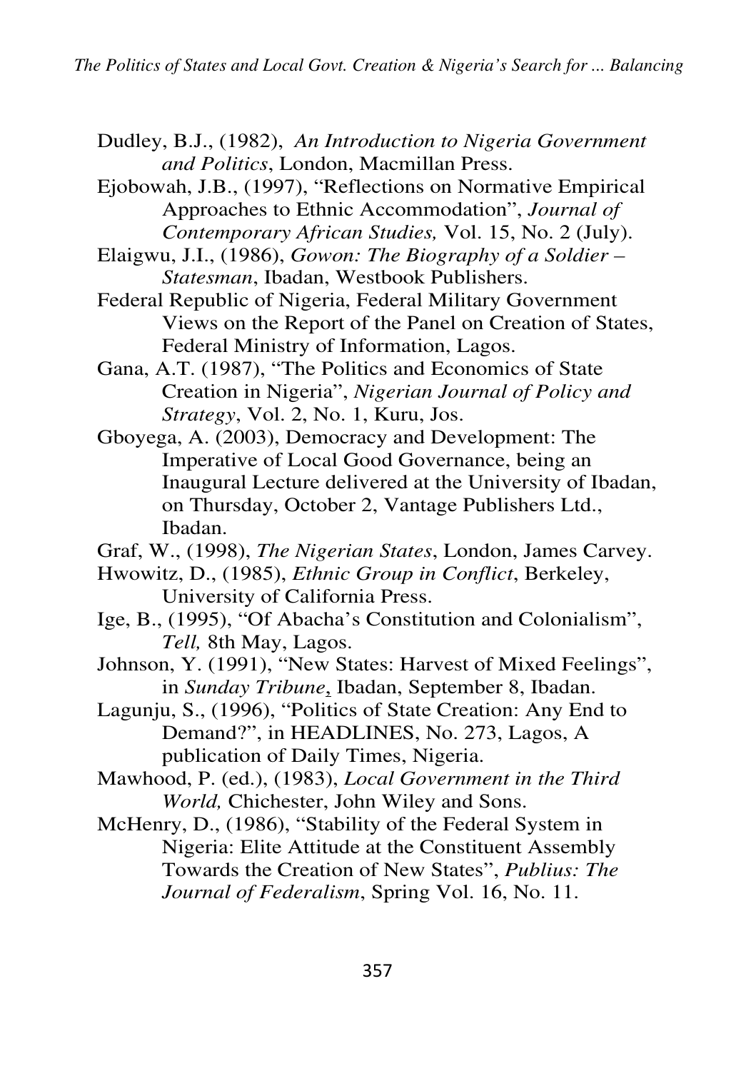Dudley, B.J., (1982), *An Introduction to Nigeria Government and Politics*, London, Macmillan Press.

Ejobowah, J.B., (1997), "Reflections on Normative Empirical Approaches to Ethnic Accommodation", *Journal of Contemporary African Studies,* Vol. 15, No. 2 (July).

Elaigwu, J.I., (1986), *Gowon: The Biography of a Soldier – Statesman*, Ibadan, Westbook Publishers.

Federal Republic of Nigeria, Federal Military Government Views on the Report of the Panel on Creation of States, Federal Ministry of Information, Lagos.

Gana, A.T. (1987), "The Politics and Economics of State Creation in Nigeria", *Nigerian Journal of Policy and Strategy*, Vol. 2, No. 1, Kuru, Jos.

Gboyega, A. (2003), Democracy and Development: The Imperative of Local Good Governance, being an Inaugural Lecture delivered at the University of Ibadan, on Thursday, October 2, Vantage Publishers Ltd., Ibadan.

Graf, W., (1998), *The Nigerian States*, London, James Carvey.

Hwowitz, D., (1985), *Ethnic Group in Conflict*, Berkeley, University of California Press.

Ige, B., (1995), "Of Abacha's Constitution and Colonialism", *Tell,* 8th May, Lagos.

Johnson, Y. (1991), "New States: Harvest of Mixed Feelings", in *Sunday Tribune*, Ibadan, September 8, Ibadan.

Lagunju, S., (1996), "Politics of State Creation: Any End to Demand?", in HEADLINES, No. 273, Lagos, A publication of Daily Times, Nigeria.

Mawhood, P. (ed.), (1983), *Local Government in the Third World,* Chichester, John Wiley and Sons.

McHenry, D., (1986), "Stability of the Federal System in Nigeria: Elite Attitude at the Constituent Assembly Towards the Creation of New States", *Publius: The Journal of Federalism*, Spring Vol. 16, No. 11.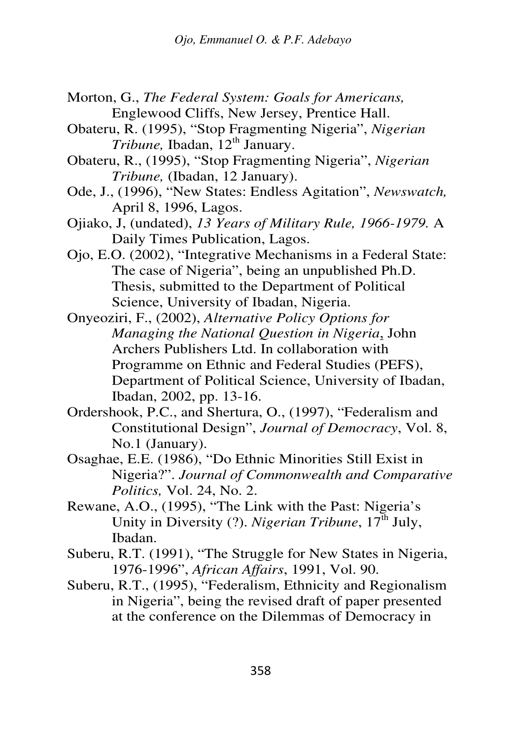Morton, G., *The Federal System: Goals for Americans,* Englewood Cliffs, New Jersey, Prentice Hall.

Obateru, R. (1995), "Stop Fragmenting Nigeria", *Nigerian Tribune,* Ibadan, 12th January.

Obateru, R., (1995), "Stop Fragmenting Nigeria", *Nigerian Tribune,* (Ibadan, 12 January).

Ode, J., (1996), "New States: Endless Agitation", *Newswatch,* April 8, 1996, Lagos.

Ojiako, J, (undated), *13 Years of Military Rule, 1966-1979.* A Daily Times Publication, Lagos.

Ojo, E.O. (2002), "Integrative Mechanisms in a Federal State: The case of Nigeria", being an unpublished Ph.D. Thesis, submitted to the Department of Political Science, University of Ibadan, Nigeria.

Onyeoziri, F., (2002), *Alternative Policy Options for Managing the National Question in Nigeria*, John Archers Publishers Ltd. In collaboration with Programme on Ethnic and Federal Studies (PEFS), Department of Political Science, University of Ibadan, Ibadan, 2002, pp. 13-16.

Ordershook, P.C., and Shertura, O., (1997), "Federalism and Constitutional Design", *Journal of Democracy*, Vol. 8, No.1 (January).

Osaghae, E.E. (1986), "Do Ethnic Minorities Still Exist in Nigeria?". *Journal of Commonwealth and Comparative Politics,* Vol. 24, No. 2.

Rewane, A.O., (1995), "The Link with the Past: Nigeria's Unity in Diversity (?). *Nigerian Tribune*, 17th July, Ibadan.

Suberu, R.T. (1991), "The Struggle for New States in Nigeria, 1976-1996", *African Affairs*, 1991, Vol. 90.

Suberu, R.T., (1995), "Federalism, Ethnicity and Regionalism in Nigeria", being the revised draft of paper presented at the conference on the Dilemmas of Democracy in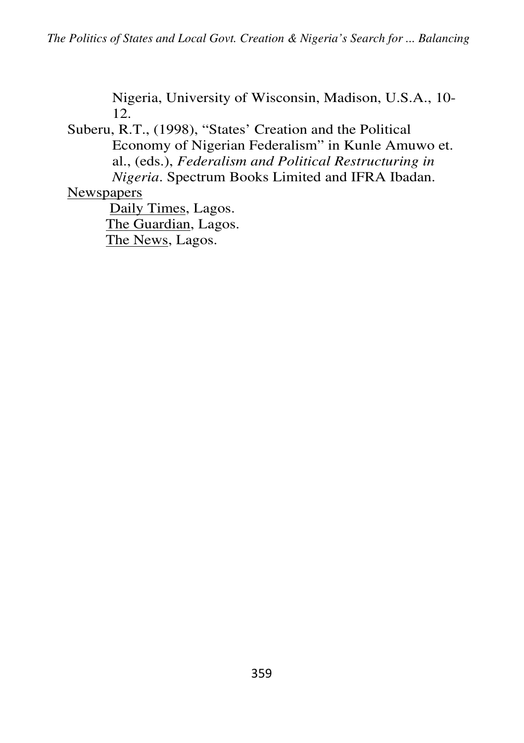Nigeria, University of Wisconsin, Madison, U.S.A., 10-12.

Suberu, R.T., (1998), "States' Creation and the Political Economy of Nigerian Federalism" in Kunle Amuwo et. al., (eds.), *Federalism and Political Restructuring in Nigeria*. Spectrum Books Limited and IFRA Ibadan.

<u>Newspapers</u>

<u>Daily Times</u>, Lagos.

<u>The Guardian</u>, Lagos.

<u>The News</u>, Lagos.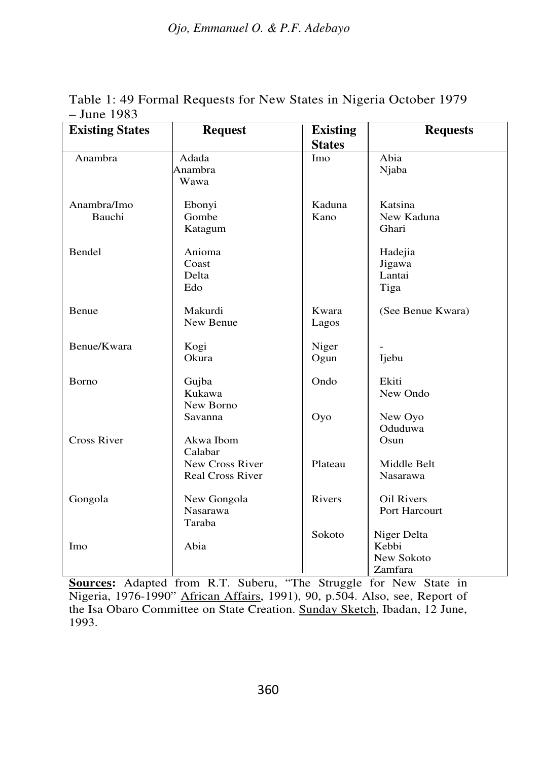Table 1: 49 Formal Requests for New States in Nigeria October 1979 – June 1983

| Existing States | Request | Existing States | Requests |
|---|---|---|---|
| Anambra | Adada<br>Anambra<br>Wawa | Imo | Abia<br>Njaba |
| Anambra/Imo | Ebonyi | Kaduna | Katsina |
| Bauchi | Gombe<br>Katagum | Kano | New Kaduna<br>Ghari |
| Bendel | Anioma<br>Coast<br>Delta<br>Edo | | Hadejia<br>Jigawa<br>Lantai<br>Tiga |
| Benue | Makurdi<br>New Benue | Kwara<br>Lagos | (See Benue Kwara) |
| Benue/Kwara | Kogi<br>Okura | Niger<br>Ogun | -<br>Ijebu |
| Borno | Gujba<br>Kukawa<br>New Borno<br>Savanna | Ondo | Ekiti<br>New Ondo |
| | | Oyo | New Oyo<br>Oduduwa<br>Osun |
| Cross River | Akwa Ibom<br>Calabar<br>New Cross River<br>Real Cross River | Plateau | Middle Belt<br>Nasarawa |
| Gongola | New Gongola<br>Nasarawa<br>Taraba | Rivers | Oil Rivers<br>Port Harcourt |
| Imo | Abia | Sokoto | Niger Delta<br>Kebbi<br>New Sokoto<br>Zamfara |

**Sources:** Adapted from R.T. Suberu, "The Struggle for New State in Nigeria, 1976-1990" African Affairs, 1991), 90, p.504. Also, see, Report of the Isa Obaro Committee on State Creation. Sunday Sketch, Ibadan, 12 June, 1993.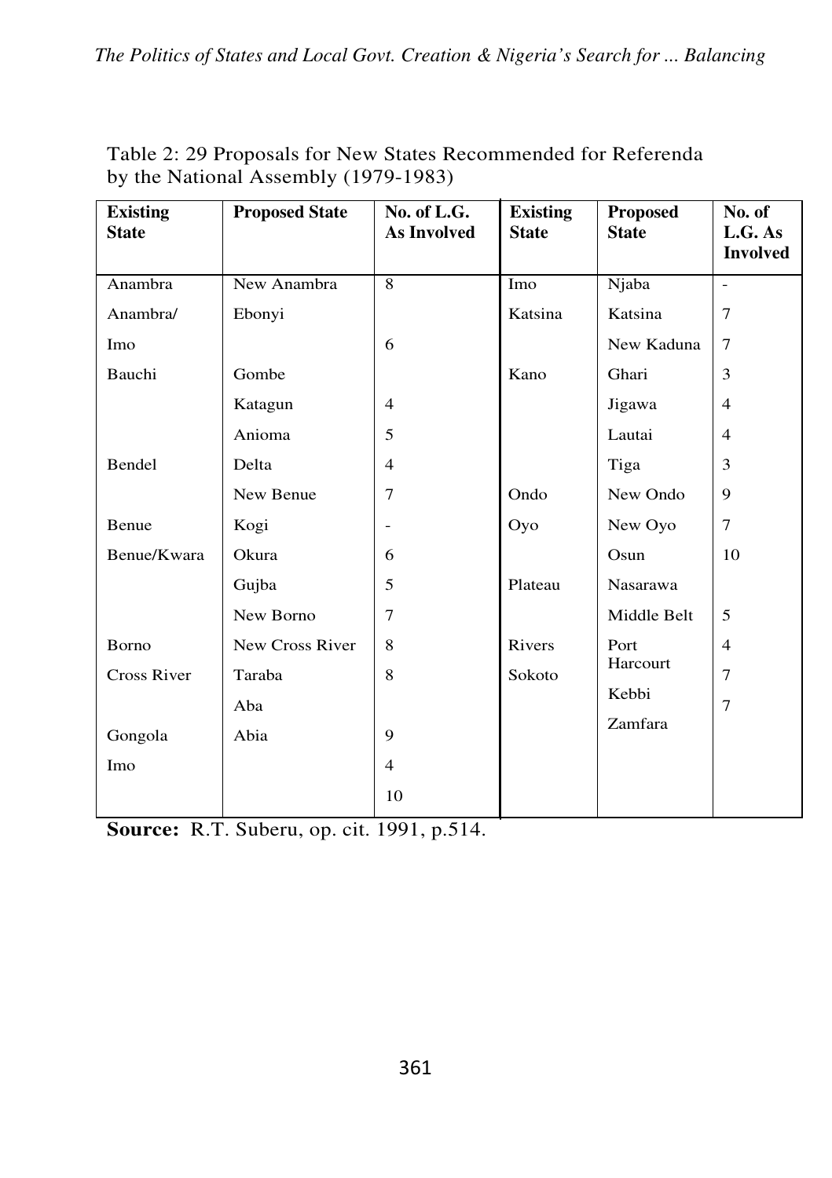Table 2: 29 Proposals for New States Recommended for Referenda by the National Assembly (1979-1983)

| Existing State | Proposed State | No. of L.G. As Involved | Existing State | Proposed State | No. of L.G. As Involved |
|---|---|---|---|---|---|
| Anambra | New Anambra | 8 | Imo | Njaba | - |
| Anambra/ | Ebonyi | | Katsina | Katsina | 7 |
| Imo | | 6 | | New Kaduna | 7 |
| Bauchi | Gombe | | Kano | Ghari | 3 |
| | Katagun | 4 | | Jigawa | 4 |
| | Anioma | 5 | | Lautai | 4 |
| Bendel | Delta | 4 | | Tiga | 3 |
| | New Benue | 7 | Ondo | New Ondo | 9 |
| Benue | Kogi | - | Oyo | New Oyo | 7 |
| Benue/Kwara | Okura | 6 | | Osun | 10 |
| | Gujba | 5 | Plateau | Nasarawa | |
| | New Borno | 7 | | Middle Belt | 5 |
| Borno | New Cross River | 8 | Rivers | Port Harcourt | 4 |
| Cross River | Taraba | 8 | Sokoto | Kebbi | 7 |
| | Aba | | | Zamfara | 7 |
| Gongola | Abia | 9 | | | |
| Imo | | 4 | | | |
| | | 10 | | | |

**Source:** R.T. Suberu, op. cit. 1991, p.514.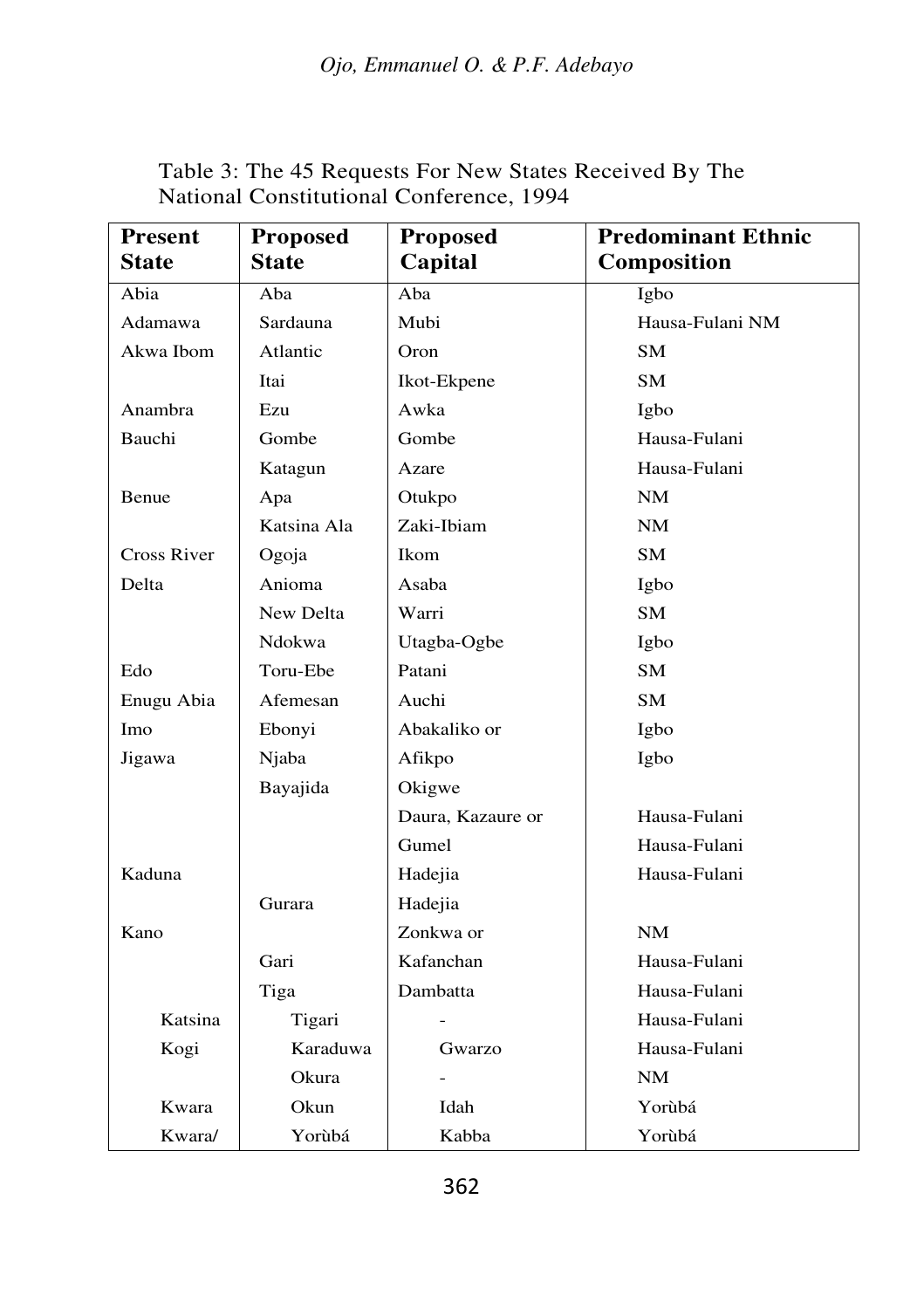Table 3: The 45 Requests For New States Received By The National Constitutional Conference, 1994

| Present State | Proposed State | Proposed Capital | Predominant Ethnic Composition |
|---|---|---|---|
| Abia | Aba | Aba | Igbo |
| Adamawa | Sardauna | Mubi | Hausa-Fulani NM |
| Akwa Ibom | Atlantic | Oron | SM |
| | Itai | Ikot-Ekpene | SM |
| Anambra | Ezu | Awka | Igbo |
| Bauchi | Gombe | Gombe | Hausa-Fulani |
| | Katagun | Azare | Hausa-Fulani |
| Benue | Apa | Otukpo | NM |
| | Katsina Ala | Zaki-Ibiam | NM |
| Cross River | Ogoja | Ikom | SM |
| Delta | Anioma | Asaba | Igbo |
| | New Delta | Warri | SM |
| | Ndokwa | Utagba-Ogbe | Igbo |
| Edo | Toru-Ebe | Patani | SM |
| Enugu Abia | Afemesan | Auchi | SM |
| Imo | Ebonyi | Abakaliko or | Igbo |
| Jigawa | Njaba | Afikpo | Igbo |
| | Bayajida | Okigwe | |
| | | Daura, Kazaure or | Hausa-Fulani |
| | | Gumel | Hausa-Fulani |
| Kaduna | | Hadejia | Hausa-Fulani |
| | Gurara | Hadejia | |
| Kano | | Zonkwa or | NM |
| | Gari | Kafanchan | Hausa-Fulani |
| | Tiga | Dambatta | Hausa-Fulani |
| Katsina | Tigari | - | Hausa-Fulani |
| Kogi | Karaduwa | Gwarzo | Hausa-Fulani |
| | Okura | - | NM |
| Kwara | Okun | Idah | Yorùbá |
| Kwara/ | Yorùbá | Kabba | Yorùbá |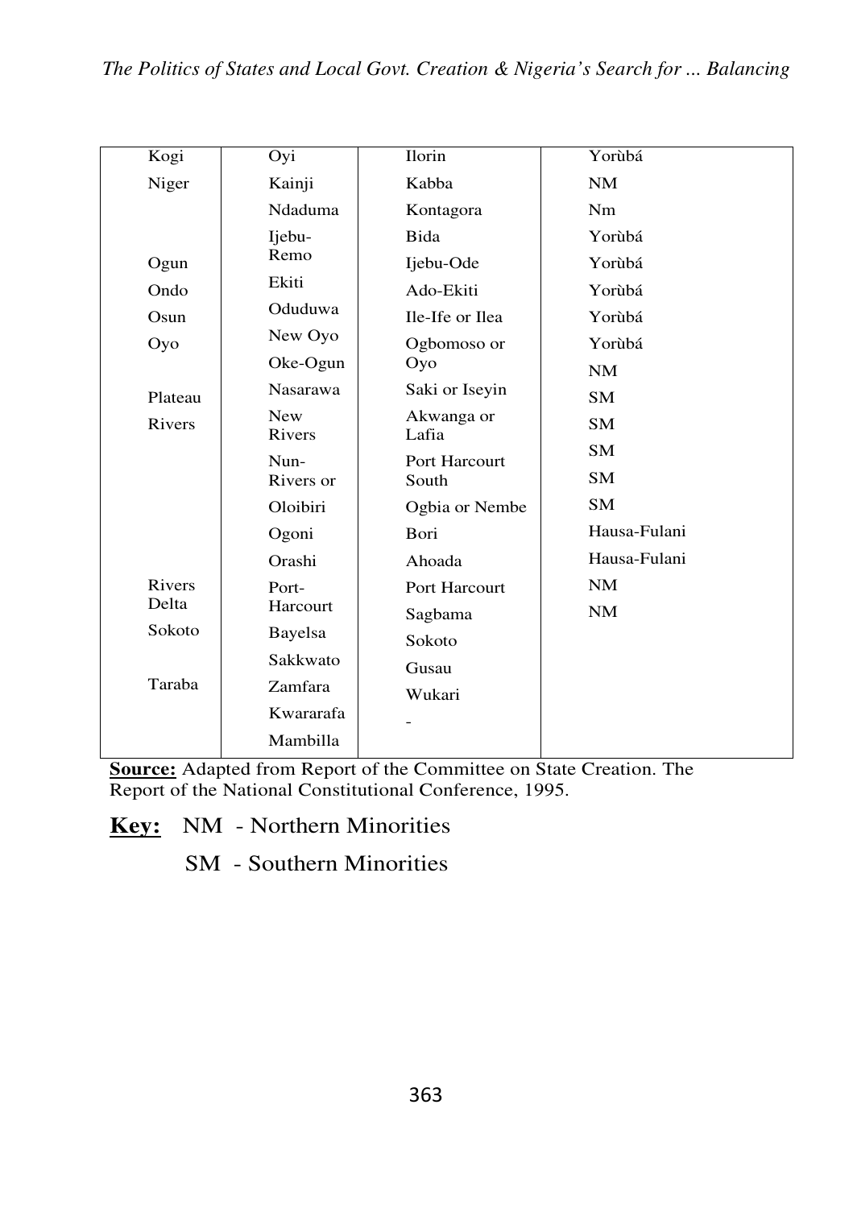| Kogi | Oyi | Ilorin | Yorùbá |
|---|---|---|---|
| Niger | Kainji | Kabba | NM |
| | Ndaduma | Kontagora | Nm |
| | Ijebu-Remo | Bida | Yorùbá |
| Ogun | | Ijebu-Ode | Yorùbá |
| Ondo | Ekiti | Ado-Ekiti | Yorùbá |
| Osun | Oduduwa | Ile-Ife or Ilea | Yorùbá |
| Oyo | New Oyo | Ogbomoso or Oyo | Yorùbá |
| | Oke-Ogun | | NM |
| Plateau | Nasarawa | Saki or Iseyin | SM |
| Rivers | New Rivers | Akwanga or Lafia | SM |
| | | | SM |
| | Nun-Rivers or | Port Harcourt South | SM |
| | Oloibiri | Ogbia or Nembe | SM |
| | Ogoni | Bori | Hausa-Fulani |
| | Orashi | Ahoada | Hausa-Fulani |
| Rivers Delta | Port-Harcourt | Port Harcourt | NM |
| | | Sagbama | NM |
| Sokoto | Bayelsa | Sokoto | |
| | Sakkwato | Gusau | |
| Taraba | Zamfara | Wukari | |
| | Kwararafa | - | |
| | Mambilla | | |

**Source:** Adapted from Report of the Committee on State Creation. The Report of the National Constitutional Conference, 1995.

**Key:** NM - Northern Minorities

SM - Southern Minorities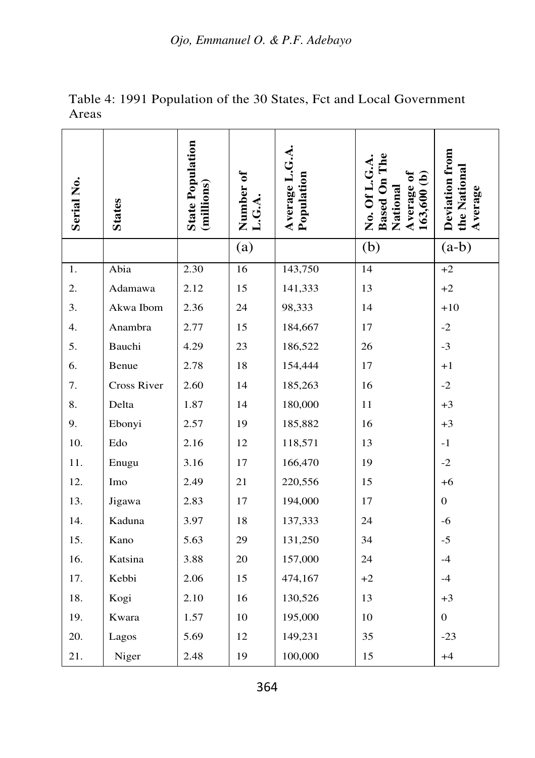Table 4: 1991 Population of the 30 States, Fct and Local Government Areas

| Serial No. | States | State Population (millions) | Number of L.G.A. | Average L.G.A. Population | No. Of L.G.A. Based On The National Average of 163,600 (b) | Deviation from the National Average |
|---|---|---|---|---|---|---|
| | | | (a) | | (b) | (a-b) |
| 1. | Abia | 2.30 | 16 | 143,750 | 14 | +2 |
| 2. | Adamawa | 2.12 | 15 | 141,333 | 13 | +2 |
| 3. | Akwa Ibom | 2.36 | 24 | 98,333 | 14 | +10 |
| 4. | Anambra | 2.77 | 15 | 184,667 | 17 | -2 |
| 5. | Bauchi | 4.29 | 23 | 186,522 | 26 | -3 |
| 6. | Benue | 2.78 | 18 | 154,444 | 17 | +1 |
| 7. | Cross River | 2.60 | 14 | 185,263 | 16 | -2 |
| 8. | Delta | 1.87 | 14 | 180,000 | 11 | +3 |
| 9. | Ebonyi | 2.57 | 19 | 185,882 | 16 | +3 |
| 10. | Edo | 2.16 | 12 | 118,571 | 13 | -1 |
| 11. | Enugu | 3.16 | 17 | 166,470 | 19 | -2 |
| 12. | Imo | 2.49 | 21 | 220,556 | 15 | +6 |
| 13. | Jigawa | 2.83 | 17 | 194,000 | 17 | 0 |
| 14. | Kaduna | 3.97 | 18 | 137,333 | 24 | -6 |
| 15. | Kano | 5.63 | 29 | 131,250 | 34 | -5 |
| 16. | Katsina | 3.88 | 20 | 157,000 | 24 | -4 |
| 17. | Kebbi | 2.06 | 15 | 474,167 | +2 | -4 |
| 18. | Kogi | 2.10 | 16 | 130,526 | 13 | +3 |
| 19. | Kwara | 1.57 | 10 | 195,000 | 10 | 0 |
| 20. | Lagos | 5.69 | 12 | 149,231 | 35 | -23 |
| 21. | Niger | 2.48 | 19 | 100,000 | 15 | +4 |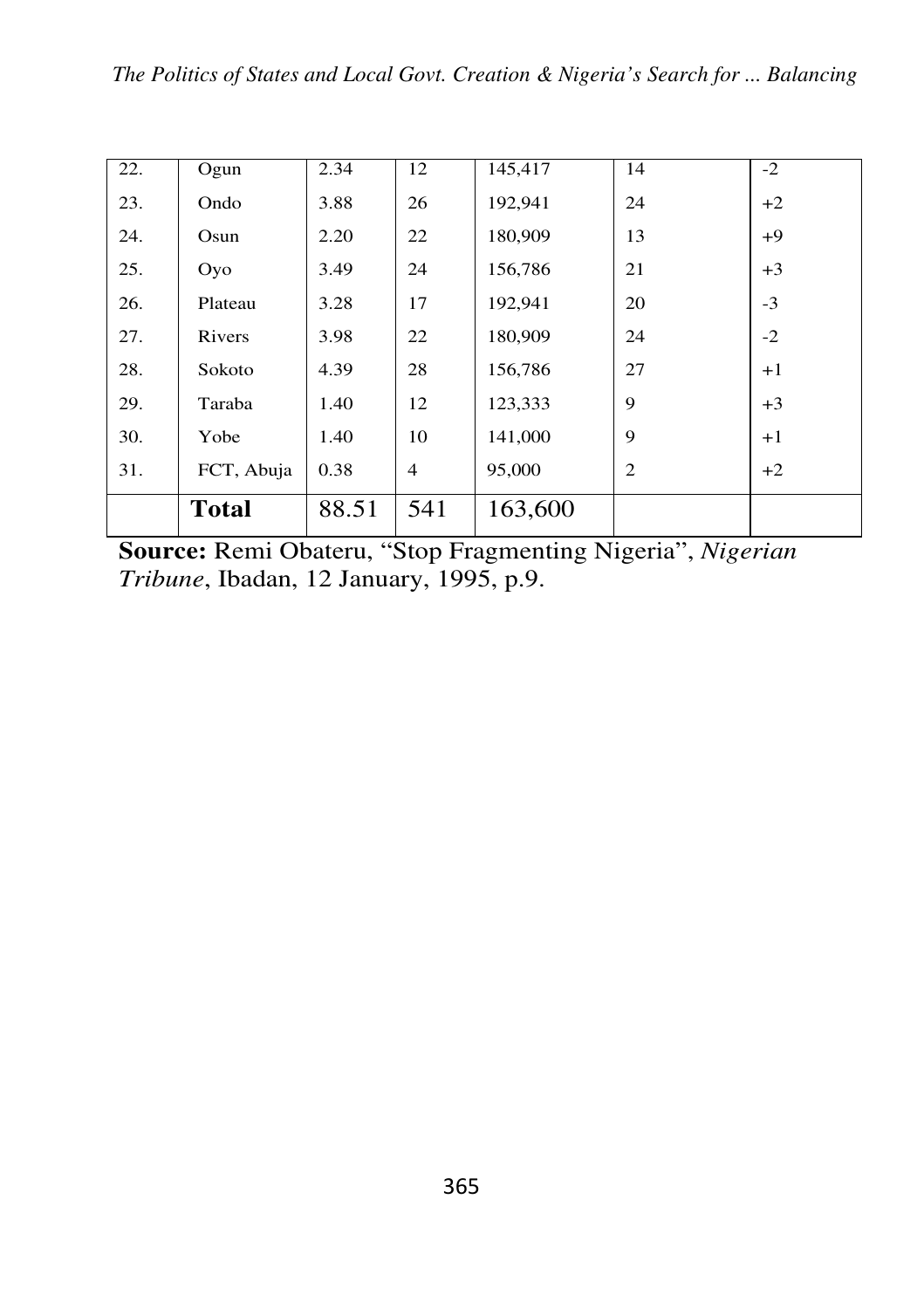| 22. | Ogun | 2.34 | 12 | 145,417 | 14 | -2 |
|---|---|---|---|---|---|---|
| 23. | Ondo | 3.88 | 26 | 192,941 | 24 | +2 |
| 24. | Osun | 2.20 | 22 | 180,909 | 13 | +9 |
| 25. | Oyo | 3.49 | 24 | 156,786 | 21 | +3 |
| 26. | Plateau | 3.28 | 17 | 192,941 | 20 | -3 |
| 27. | Rivers | 3.98 | 22 | 180,909 | 24 | -2 |
| 28. | Sokoto | 4.39 | 28 | 156,786 | 27 | +1 |
| 29. | Taraba | 1.40 | 12 | 123,333 | 9 | +3 |
| 30. | Yobe | 1.40 | 10 | 141,000 | 9 | +1 |
| 31. | FCT, Abuja | 0.38 | 4 | 95,000 | 2 | +2 |
| | **Total** | 88.51 | 541 | 163,600 | | |

**Source:** Remi Obateru, "Stop Fragmenting Nigeria", *Nigerian Tribune*, Ibadan, 12 January, 1995, p.9.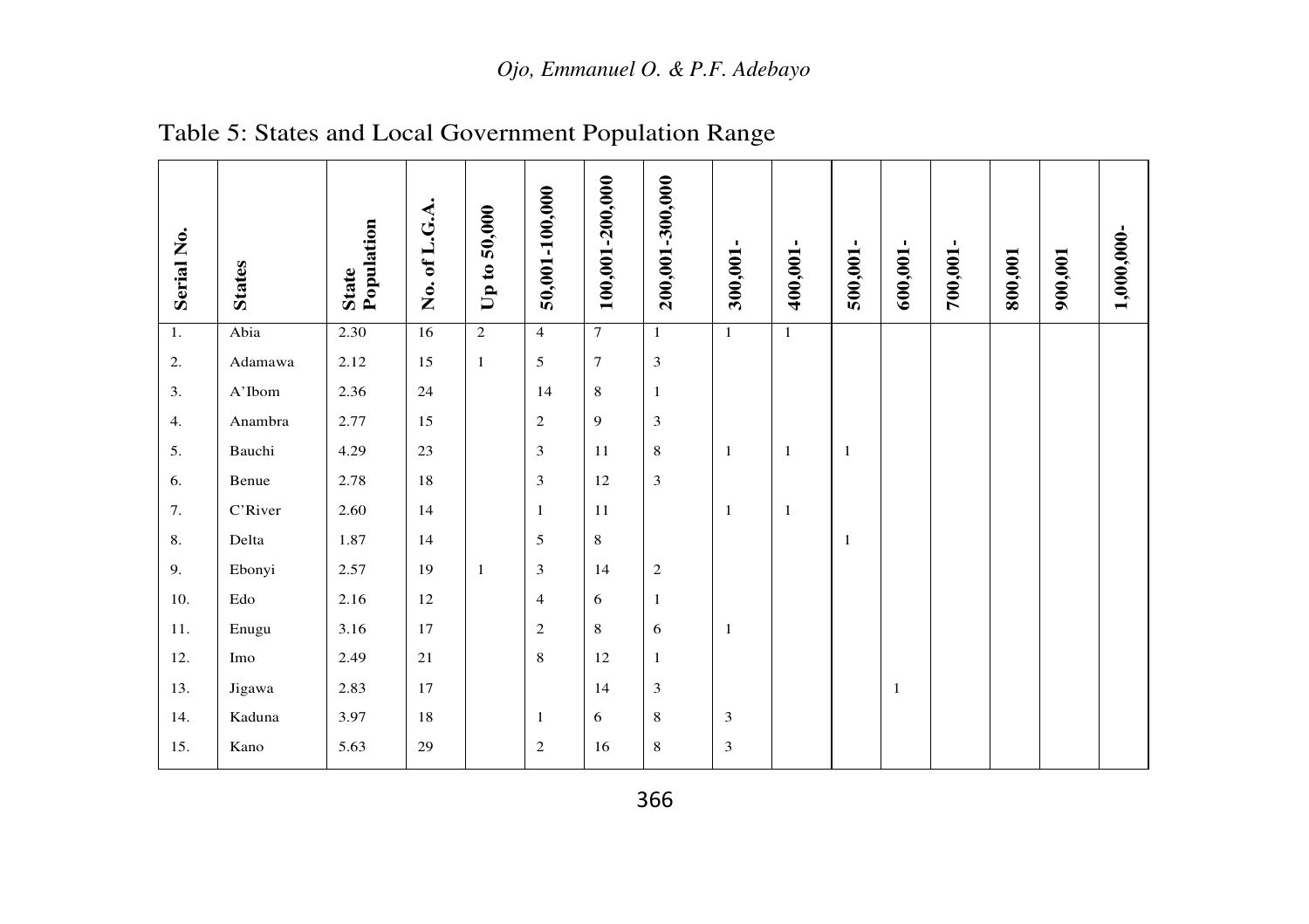Table 5: States and Local Government Population Range

| Serial No. | States | State Population | No. of L.G.A. | Up to 50,000 | 50,001-100,000 | 100,001-200,000 | 200,001-300,000 | 300,001- | 400,001- | 500,001- | 600,001- | 700,001- | 800,001 | 900,001 | 1,000,000- |
|---|---|---|---|---|---|---|---|---|---|---|---|---|---|---|---|
| 1. | Abia | 2.30 | 16 | 2 | 4 | 7 | 1 | 1 | 1 | | | | | | |
| 2. | Adamawa | 2.12 | 15 | 1 | 5 | 7 | 3 | | | | | | | | |
| 3. | A'Ibom | 2.36 | 24 | | 14 | 8 | 1 | | | | | | | | |
| 4. | Anambra | 2.77 | 15 | | 2 | 9 | 3 | | | | | | | | |
| 5. | Bauchi | 4.29 | 23 | | 3 | 11 | 8 | 1 | 1 | 1 | | | | | |
| 6. | Benue | 2.78 | 18 | | 3 | 12 | 3 | | | | | | | | |
| 7. | C'River | 2.60 | 14 | | 1 | 11 | | 1 | 1 | | | | | | |
| 8. | Delta | 1.87 | 14 | | 5 | 8 | | | | 1 | | | | | |
| 9. | Ebonyi | 2.57 | 19 | 1 | 3 | 14 | 2 | | | | | | | | |
| 10. | Edo | 2.16 | 12 | | 4 | 6 | 1 | | | | | | | | |
| 11. | Enugu | 3.16 | 17 | | 2 | 8 | 6 | 1 | | | | | | | |
| 12. | Imo | 2.49 | 21 | | 8 | 12 | 1 | | | | | | | | |
| 13. | Jigawa | 2.83 | 17 | | | 14 | 3 | | | | 1 | | | | |
| 14. | Kaduna | 3.97 | 18 | | 1 | 6 | 8 | 3 | | | | | | | |
| 15. | Kano | 5.63 | 29 | | 2 | 16 | 8 | 3 | | | | | | | |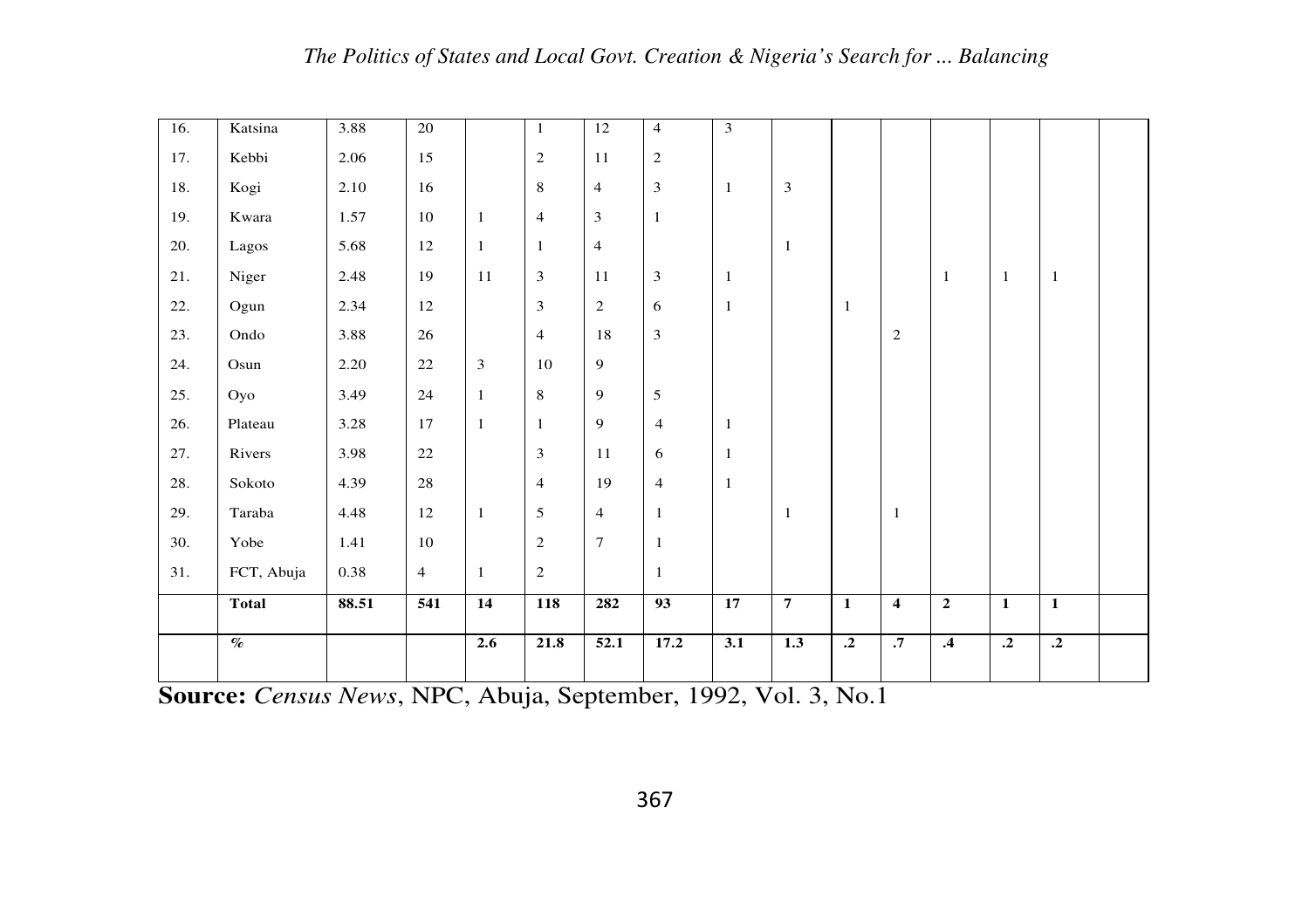| | | | | | | | | | | | | | | | |
|---|---|---|---|---|---|---|---|---|---|---|---|---|---|---|---|
| 16. | Katsina | 3.88 | 20 | | 1 | 12 | 4 | 3 | | | | | | | |
| 17. | Kebbi | 2.06 | 15 | | 2 | 11 | 2 | | | | | | | | |
| 18. | Kogi | 2.10 | 16 | | 8 | 4 | 3 | 1 | 3 | | | | | | |
| 19. | Kwara | 1.57 | 10 | 1 | 4 | 3 | 1 | | | | | | | | |
| 20. | Lagos | 5.68 | 12 | 1 | 1 | 4 | | | 1 | | | | | | |
| 21. | Niger | 2.48 | 19 | 11 | 3 | 11 | 3 | 1 | | | | 1 | 1 | 1 | |
| 22. | Ogun | 2.34 | 12 | | 3 | 2 | 6 | 1 | | 1 | | | | | |
| 23. | Ondo | 3.88 | 26 | | 4 | 18 | 3 | | | | 2 | | | | |
| 24. | Osun | 2.20 | 22 | 3 | 10 | 9 | | | | | | | | | |
| 25. | Oyo | 3.49 | 24 | 1 | 8 | 9 | 5 | | | | | | | | |
| 26. | Plateau | 3.28 | 17 | 1 | 1 | 9 | 4 | 1 | | | | | | | |
| 27. | Rivers | 3.98 | 22 | | 3 | 11 | 6 | 1 | | | | | | | |
| 28. | Sokoto | 4.39 | 28 | | 4 | 19 | 4 | 1 | | | | | | | |
| 29. | Taraba | 4.48 | 12 | 1 | 5 | 4 | 1 | | 1 | | 1 | | | | |
| 30. | Yobe | 1.41 | 10 | | 2 | 7 | 1 | | | | | | | | |
| 31. | FCT, Abuja | 0.38 | 4 | 1 | 2 | | 1 | | | | | | | | |
| | **Total** | **88.51** | **541** | **14** | **118** | **282** | **93** | **17** | **7** | **1** | **4** | **2** | **1** | **1** | |
| | **%** | | | **2.6** | **21.8** | **52.1** | **17.2** | **3.1** | **1.3** | **.2** | **.7** | **.4** | **.2** | **.2** | |

**Source:** *Census News*, NPC, Abuja, September, 1992, Vol. 3, No.1